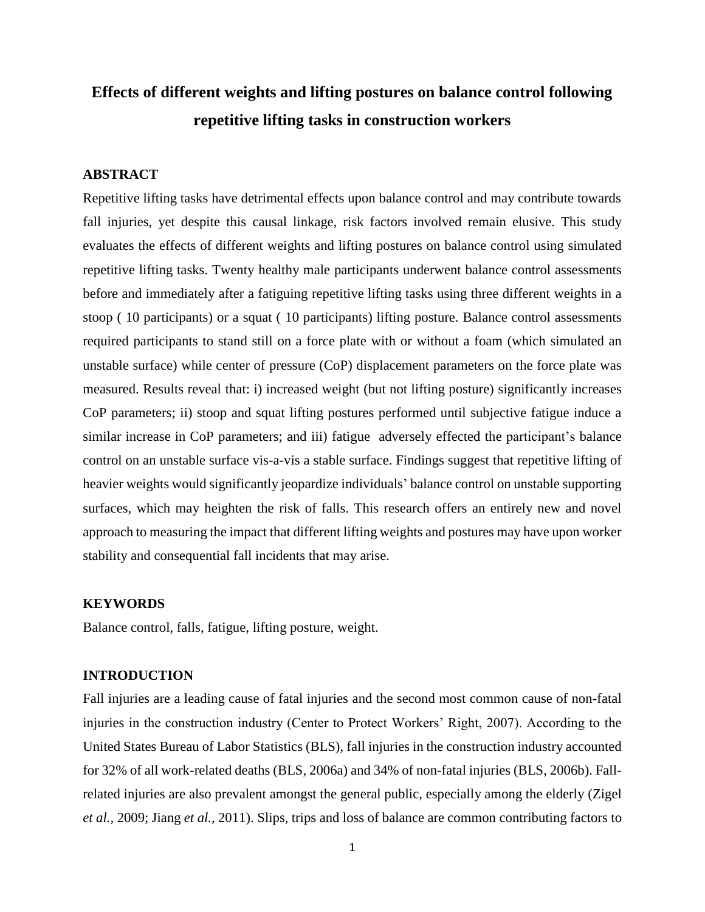# Effects of different weights and lifting postures on balance control following repetitive lifting tasks in construction workers

## ABSTRACT

Repetitive lifting tasks have detrimental effects upon balance control and may contribute towards fall injuries, yet despite this causal linkage, risk factors involved remain elusive. This study evaluates the effects of different weights and lifting postures on balance control using simulated repetitive lifting tasks. Twenty healthy male participants underwent balance control assessments before and immediately after a fatiguing repetitive lifting tasks using three different weights in a stoop ( 10 participants) or a squat ( 10 participants) lifting posture. Balance control assessments required participants to stand still on a force plate with or without a foam (which simulated an unstable surface) while center of pressure (CoP) displacement parameters on the force plate was measured. Results reveal that: i) increased weight (but not lifting posture) significantly increases CoP parameters; ii) stoop and squat lifting postures performed until subjective fatigue induce a similar increase in CoP parameters; and iii) fatigue adversely effected the participant's balance control on an unstable surface vis-a-vis a stable surface. Findings suggest that repetitive lifting of heavier weights would significantly jeopardize individuals' balance control on unstable supporting surfaces, which may heighten the risk of falls. This research offers an entirely new and novel approach to measuring the impact that different lifting weights and postures may have upon worker stability and consequential fall incidents that may arise.

## KEYWORDS

Balance control, falls, fatigue, lifting posture, weight.

## INTRODUCTION

Fall injuries are a leading cause of fatal injuries and the second most common cause of non-fatal injuries in the construction industry (Center to Protect Workers' Right, 2007). According to the United States Bureau of Labor Statistics (BLS), fall injuries in the construction industry accounted for 32% of all work-related deaths (BLS, 2006a) and 34% of non-fatal injuries (BLS, 2006b). Fall-related injuries are also prevalent amongst the general public, especially among the elderly (Zigel *et al.,* 2009; Jiang *et al.,* 2011). Slips, trips and loss of balance are common contributing factors to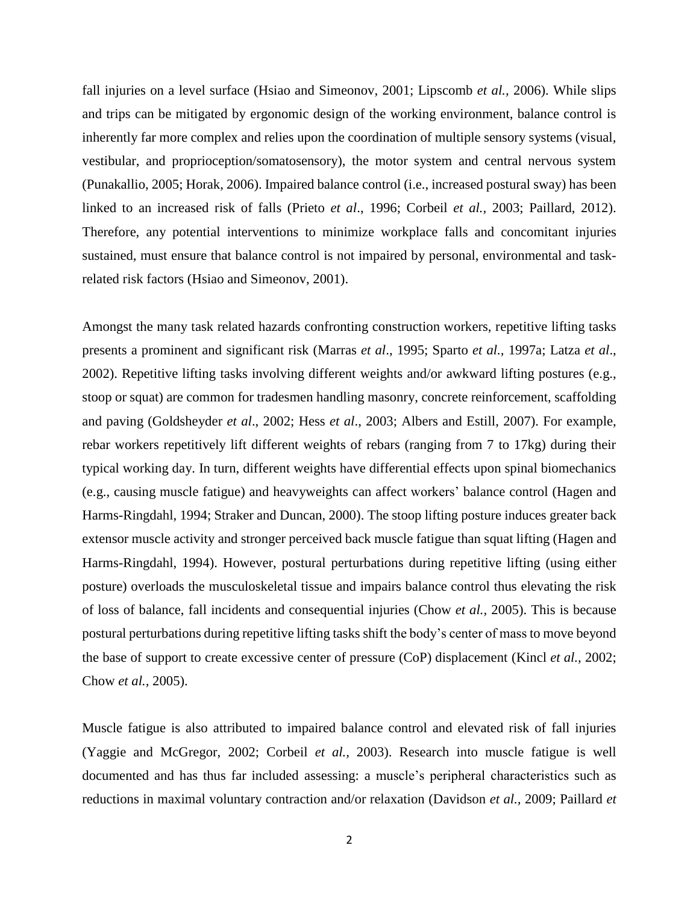fall injuries on a level surface (Hsiao and Simeonov, 2001; Lipscomb *et al.,* 2006). While slips and trips can be mitigated by ergonomic design of the working environment, balance control is inherently far more complex and relies upon the coordination of multiple sensory systems (visual, vestibular, and proprioception/somatosensory), the motor system and central nervous system (Punakallio, 2005; Horak, 2006). Impaired balance control (i.e., increased postural sway) has been linked to an increased risk of falls (Prieto *et al*., 1996; Corbeil *et al.,* 2003; Paillard, 2012). Therefore, any potential interventions to minimize workplace falls and concomitant injuries sustained, must ensure that balance control is not impaired by personal, environmental and task-related risk factors (Hsiao and Simeonov, 2001).

Amongst the many task related hazards confronting construction workers, repetitive lifting tasks presents a prominent and significant risk (Marras *et al*., 1995; Sparto *et al.,* 1997a; Latza *et al*., 2002). Repetitive lifting tasks involving different weights and/or awkward lifting postures (e.g., stoop or squat) are common for tradesmen handling masonry, concrete reinforcement, scaffolding and paving (Goldsheyder *et al*., 2002; Hess *et al*., 2003; Albers and Estill, 2007). For example, rebar workers repetitively lift different weights of rebars (ranging from 7 to 17kg) during their typical working day. In turn, different weights have differential effects upon spinal biomechanics (e.g., causing muscle fatigue) and heavyweights can affect workers' balance control (Hagen and Harms-Ringdahl, 1994; Straker and Duncan, 2000). The stoop lifting posture induces greater back extensor muscle activity and stronger perceived back muscle fatigue than squat lifting (Hagen and Harms-Ringdahl, 1994). However, postural perturbations during repetitive lifting (using either posture) overloads the musculoskeletal tissue and impairs balance control thus elevating the risk of loss of balance, fall incidents and consequential injuries (Chow *et al.,* 2005). This is because postural perturbations during repetitive lifting tasks shift the body's center of mass to move beyond the base of support to create excessive center of pressure (CoP) displacement (Kincl *et al.,* 2002; Chow *et al.,* 2005).

Muscle fatigue is also attributed to impaired balance control and elevated risk of fall injuries (Yaggie and McGregor, 2002; Corbeil *et al.,* 2003). Research into muscle fatigue is well documented and has thus far included assessing: a muscle's peripheral characteristics such as reductions in maximal voluntary contraction and/or relaxation (Davidson *et al.,* 2009; Paillard *et*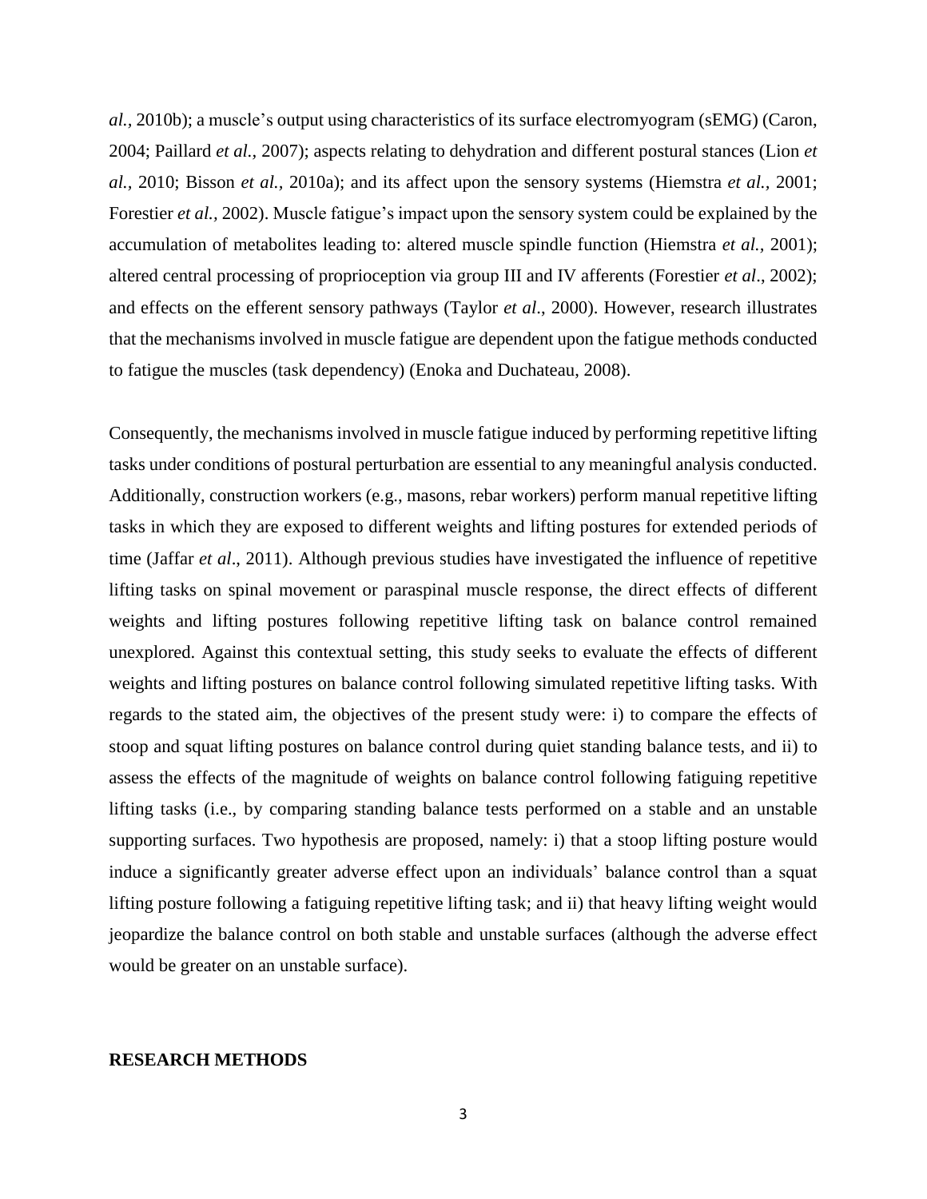*al.,* 2010b); a muscle's output using characteristics of its surface electromyogram (sEMG) (Caron, 2004; Paillard *et al.,* 2007); aspects relating to dehydration and different postural stances (Lion *et al.,* 2010; Bisson *et al.,* 2010a); and its affect upon the sensory systems (Hiemstra *et al.,* 2001; Forestier *et al.,* 2002). Muscle fatigue's impact upon the sensory system could be explained by the accumulation of metabolites leading to: altered muscle spindle function (Hiemstra *et al.,* 2001); altered central processing of proprioception via group III and IV afferents (Forestier *et al*., 2002); and effects on the efferent sensory pathways (Taylor *et al*., 2000). However, research illustrates that the mechanisms involved in muscle fatigue are dependent upon the fatigue methods conducted to fatigue the muscles (task dependency) (Enoka and Duchateau, 2008).

Consequently, the mechanisms involved in muscle fatigue induced by performing repetitive lifting tasks under conditions of postural perturbation are essential to any meaningful analysis conducted. Additionally, construction workers (e.g., masons, rebar workers) perform manual repetitive lifting tasks in which they are exposed to different weights and lifting postures for extended periods of time (Jaffar *et al*., 2011). Although previous studies have investigated the influence of repetitive lifting tasks on spinal movement or paraspinal muscle response, the direct effects of different weights and lifting postures following repetitive lifting task on balance control remained unexplored. Against this contextual setting, this study seeks to evaluate the effects of different weights and lifting postures on balance control following simulated repetitive lifting tasks. With regards to the stated aim, the objectives of the present study were: i) to compare the effects of stoop and squat lifting postures on balance control during quiet standing balance tests, and ii) to assess the effects of the magnitude of weights on balance control following fatiguing repetitive lifting tasks (i.e., by comparing standing balance tests performed on a stable and an unstable supporting surfaces. Two hypothesis are proposed, namely: i) that a stoop lifting posture would induce a significantly greater adverse effect upon an individuals' balance control than a squat lifting posture following a fatiguing repetitive lifting task; and ii) that heavy lifting weight would jeopardize the balance control on both stable and unstable surfaces (although the adverse effect would be greater on an unstable surface).

## RESEARCH METHODS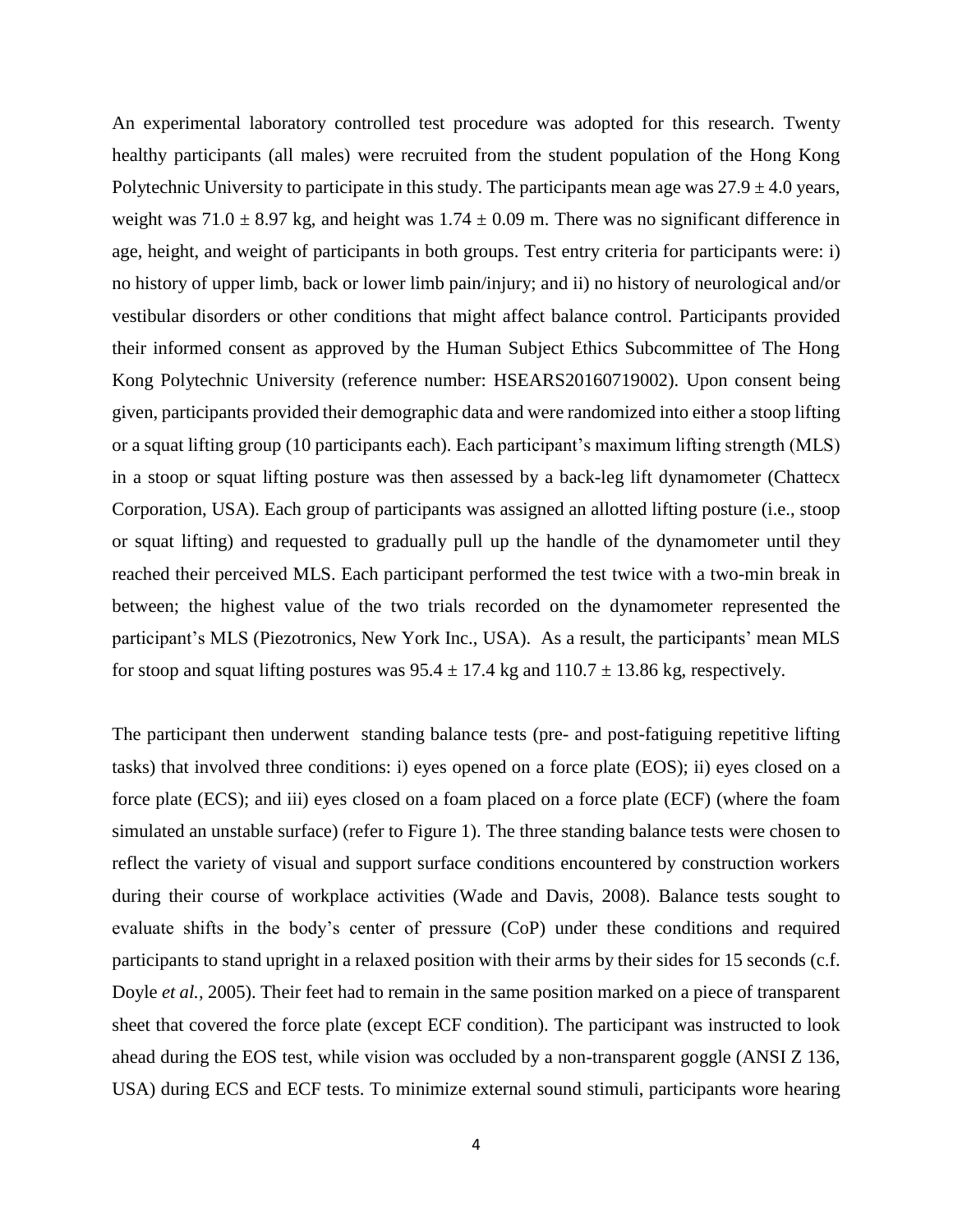An experimental laboratory controlled test procedure was adopted for this research. Twenty healthy participants (all males) were recruited from the student population of the Hong Kong Polytechnic University to participate in this study. The participants mean age was $27.9 \pm 4.0$ years, weight was $71.0 \pm 8.97$ kg, and height was $1.74 \pm 0.09$ m. There was no significant difference in age, height, and weight of participants in both groups. Test entry criteria for participants were: i) no history of upper limb, back or lower limb pain/injury; and ii) no history of neurological and/or vestibular disorders or other conditions that might affect balance control. Participants provided their informed consent as approved by the Human Subject Ethics Subcommittee of The Hong Kong Polytechnic University (reference number: HSEARS20160719002). Upon consent being given, participants provided their demographic data and were randomized into either a stoop lifting or a squat lifting group (10 participants each). Each participant's maximum lifting strength (MLS) in a stoop or squat lifting posture was then assessed by a back-leg lift dynamometer (Chattecx Corporation, USA). Each group of participants was assigned an allotted lifting posture (i.e., stoop or squat lifting) and requested to gradually pull up the handle of the dynamometer until they reached their perceived MLS. Each participant performed the test twice with a two-min break in between; the highest value of the two trials recorded on the dynamometer represented the participant's MLS (Piezotronics, New York Inc., USA). As a result, the participants' mean MLS for stoop and squat lifting postures was $95.4 \pm 17.4$ kg and $110.7 \pm 13.86$ kg, respectively.

The participant then underwent standing balance tests (pre- and post-fatiguing repetitive lifting tasks) that involved three conditions: i) eyes opened on a force plate (EOS); ii) eyes closed on a force plate (ECS); and iii) eyes closed on a foam placed on a force plate (ECF) (where the foam simulated an unstable surface) (refer to Figure 1). The three standing balance tests were chosen to reflect the variety of visual and support surface conditions encountered by construction workers during their course of workplace activities (Wade and Davis, 2008). Balance tests sought to evaluate shifts in the body's center of pressure (CoP) under these conditions and required participants to stand upright in a relaxed position with their arms by their sides for 15 seconds (c.f. Doyle *et al.,* 2005). Their feet had to remain in the same position marked on a piece of transparent sheet that covered the force plate (except ECF condition). The participant was instructed to look ahead during the EOS test, while vision was occluded by a non-transparent goggle (ANSI Z 136, USA) during ECS and ECF tests. To minimize external sound stimuli, participants wore hearing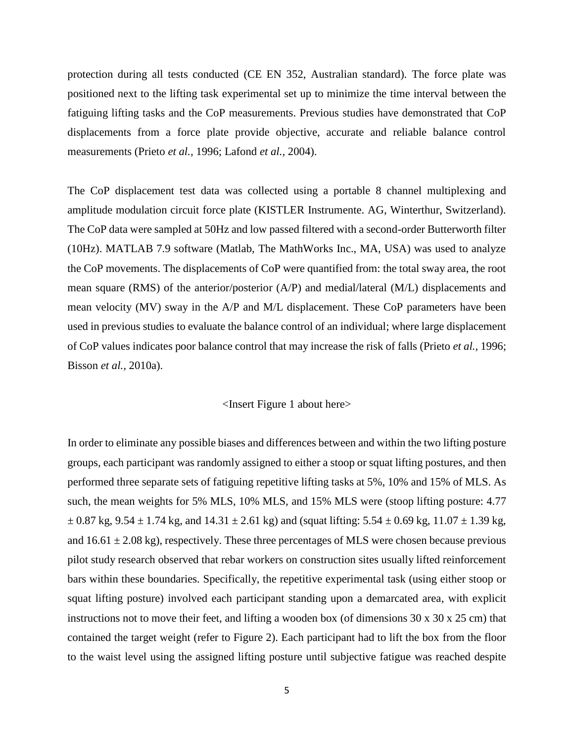protection during all tests conducted (CE EN 352, Australian standard). The force plate was positioned next to the lifting task experimental set up to minimize the time interval between the fatiguing lifting tasks and the CoP measurements. Previous studies have demonstrated that CoP displacements from a force plate provide objective, accurate and reliable balance control measurements (Prieto *et al.*, 1996; Lafond *et al.*, 2004).

The CoP displacement test data was collected using a portable 8 channel multiplexing and amplitude modulation circuit force plate (KISTLER Instrumente. AG, Winterthur, Switzerland). The CoP data were sampled at 50Hz and low passed filtered with a second-order Butterworth filter (10Hz). MATLAB 7.9 software (Matlab, The MathWorks Inc., MA, USA) was used to analyze the CoP movements. The displacements of CoP were quantified from: the total sway area, the root mean square (RMS) of the anterior/posterior (A/P) and medial/lateral (M/L) displacements and mean velocity (MV) sway in the A/P and M/L displacement. These CoP parameters have been used in previous studies to evaluate the balance control of an individual; where large displacement of CoP values indicates poor balance control that may increase the risk of falls (Prieto *et al.*, 1996; Bisson *et al.*, 2010a).

<Insert Figure 1 about here>

In order to eliminate any possible biases and differences between and within the two lifting posture groups, each participant was randomly assigned to either a stoop or squat lifting postures, and then performed three separate sets of fatiguing repetitive lifting tasks at 5%, 10% and 15% of MLS. As such, the mean weights for 5% MLS, 10% MLS, and 15% MLS were (stoop lifting posture: 4.77 $\pm$ 0.87 kg, 9.54 $\pm$ 1.74 kg, and 14.31 $\pm$ 2.61 kg) and (squat lifting: 5.54 $\pm$ 0.69 kg, 11.07 $\pm$ 1.39 kg, and 16.61 $\pm$ 2.08 kg), respectively. These three percentages of MLS were chosen because previous pilot study research observed that rebar workers on construction sites usually lifted reinforcement bars within these boundaries. Specifically, the repetitive experimental task (using either stoop or squat lifting posture) involved each participant standing upon a demarcated area, with explicit instructions not to move their feet, and lifting a wooden box (of dimensions 30 x 30 x 25 cm) that contained the target weight (refer to Figure 2). Each participant had to lift the box from the floor to the waist level using the assigned lifting posture until subjective fatigue was reached despite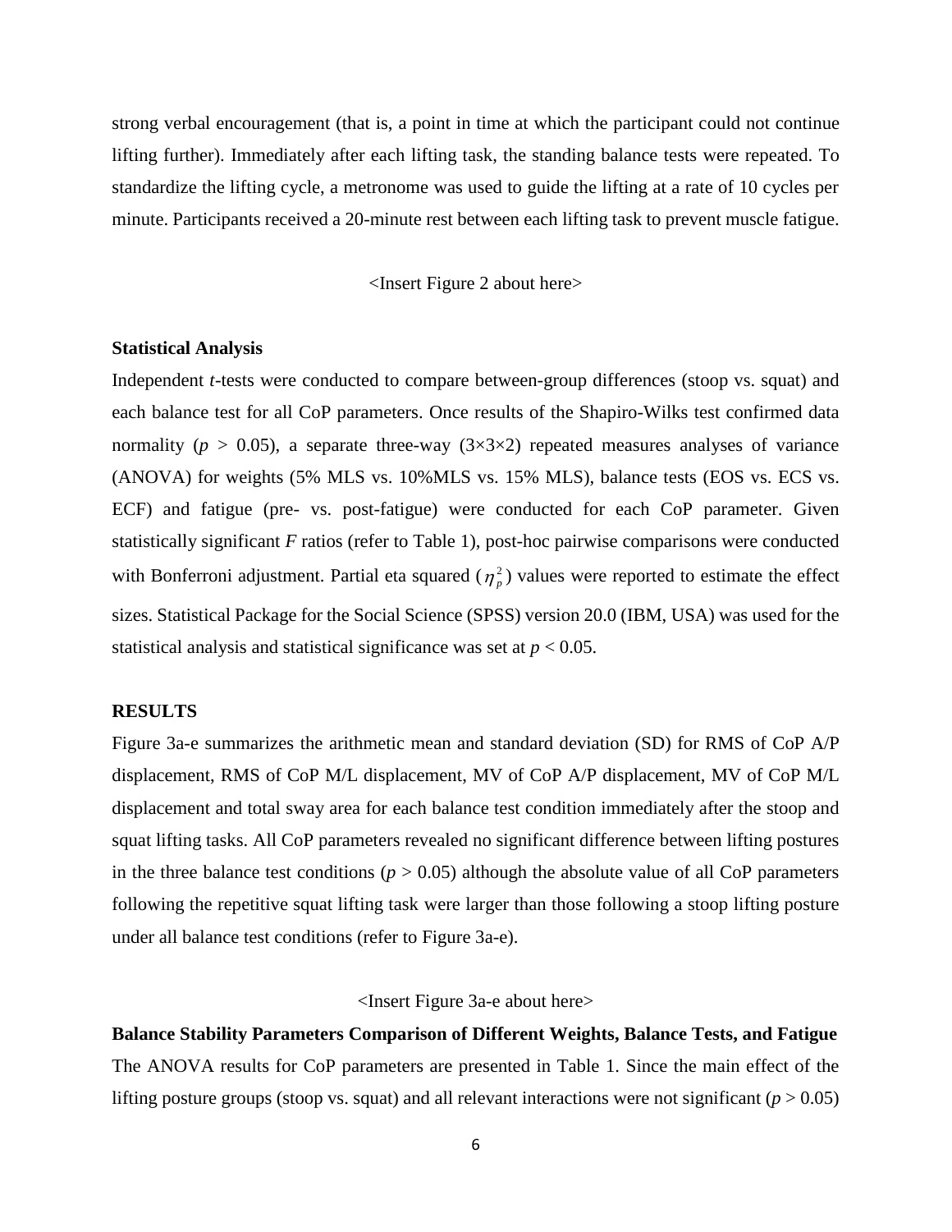strong verbal encouragement (that is, a point in time at which the participant could not continue lifting further). Immediately after each lifting task, the standing balance tests were repeated. To standardize the lifting cycle, a metronome was used to guide the lifting at a rate of 10 cycles per minute. Participants received a 20-minute rest between each lifting task to prevent muscle fatigue.

<Insert Figure 2 about here>

**Statistical Analysis**

Independent *t*-tests were conducted to compare between-group differences (stoop vs. squat) and each balance test for all CoP parameters. Once results of the Shapiro-Wilks test confirmed data normality ($p > 0.05$), a separate three-way (3×3×2) repeated measures analyses of variance (ANOVA) for weights (5% MLS vs. 10%MLS vs. 15% MLS), balance tests (EOS vs. ECS vs. ECF) and fatigue (pre- vs. post-fatigue) were conducted for each CoP parameter. Given statistically significant *F* ratios (refer to Table 1), post-hoc pairwise comparisons were conducted with Bonferroni adjustment. Partial eta squared ($\eta_p^2$) values were reported to estimate the effect sizes. Statistical Package for the Social Science (SPSS) version 20.0 (IBM, USA) was used for the statistical analysis and statistical significance was set at $p < 0.05$.

## RESULTS

Figure 3a-e summarizes the arithmetic mean and standard deviation (SD) for RMS of CoP A/P displacement, RMS of CoP M/L displacement, MV of CoP A/P displacement, MV of CoP M/L displacement and total sway area for each balance test condition immediately after the stoop and squat lifting tasks. All CoP parameters revealed no significant difference between lifting postures in the three balance test conditions ($p > 0.05$) although the absolute value of all CoP parameters following the repetitive squat lifting task were larger than those following a stoop lifting posture under all balance test conditions (refer to Figure 3a-e).

<Insert Figure 3a-e about here>

**Balance Stability Parameters Comparison of Different Weights, Balance Tests, and Fatigue**

The ANOVA results for CoP parameters are presented in Table 1. Since the main effect of the lifting posture groups (stoop vs. squat) and all relevant interactions were not significant ($p > 0.05$)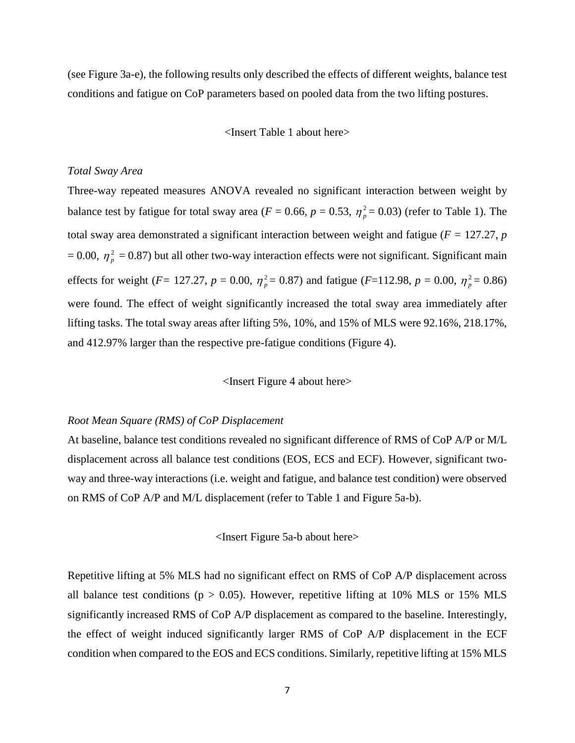(see Figure 3a-e), the following results only described the effects of different weights, balance test conditions and fatigue on CoP parameters based on pooled data from the two lifting postures.

<Insert Table 1 about here>

*Total Sway Area*

Three-way repeated measures ANOVA revealed no significant interaction between weight by balance test by fatigue for total sway area ($F$ = 0.66, $p$ = 0.53, $\eta_p^2$ = 0.03) (refer to Table 1). The total sway area demonstrated a significant interaction between weight and fatigue ($F$ = 127.27, $p$ = 0.00, $\eta_p^2$ = 0.87) but all other two-way interaction effects were not significant. Significant main effects for weight ($F$= 127.27, $p$ = 0.00, $\eta_p^2$ = 0.87) and fatigue ($F$=112.98, $p$ = 0.00, $\eta_p^2$ = 0.86) were found. The effect of weight significantly increased the total sway area immediately after lifting tasks. The total sway areas after lifting 5%, 10%, and 15% of MLS were 92.16%, 218.17%, and 412.97% larger than the respective pre-fatigue conditions (Figure 4).

<Insert Figure 4 about here>

*Root Mean Square (RMS) of CoP Displacement*

At baseline, balance test conditions revealed no significant difference of RMS of CoP A/P or M/L displacement across all balance test conditions (EOS, ECS and ECF). However, significant two-way and three-way interactions (i.e. weight and fatigue, and balance test condition) were observed on RMS of CoP A/P and M/L displacement (refer to Table 1 and Figure 5a-b).

<Insert Figure 5a-b about here>

Repetitive lifting at 5% MLS had no significant effect on RMS of CoP A/P displacement across all balance test conditions ($p > 0.05$). However, repetitive lifting at 10% MLS or 15% MLS significantly increased RMS of CoP A/P displacement as compared to the baseline. Interestingly, the effect of weight induced significantly larger RMS of CoP A/P displacement in the ECF condition when compared to the EOS and ECS conditions. Similarly, repetitive lifting at 15% MLS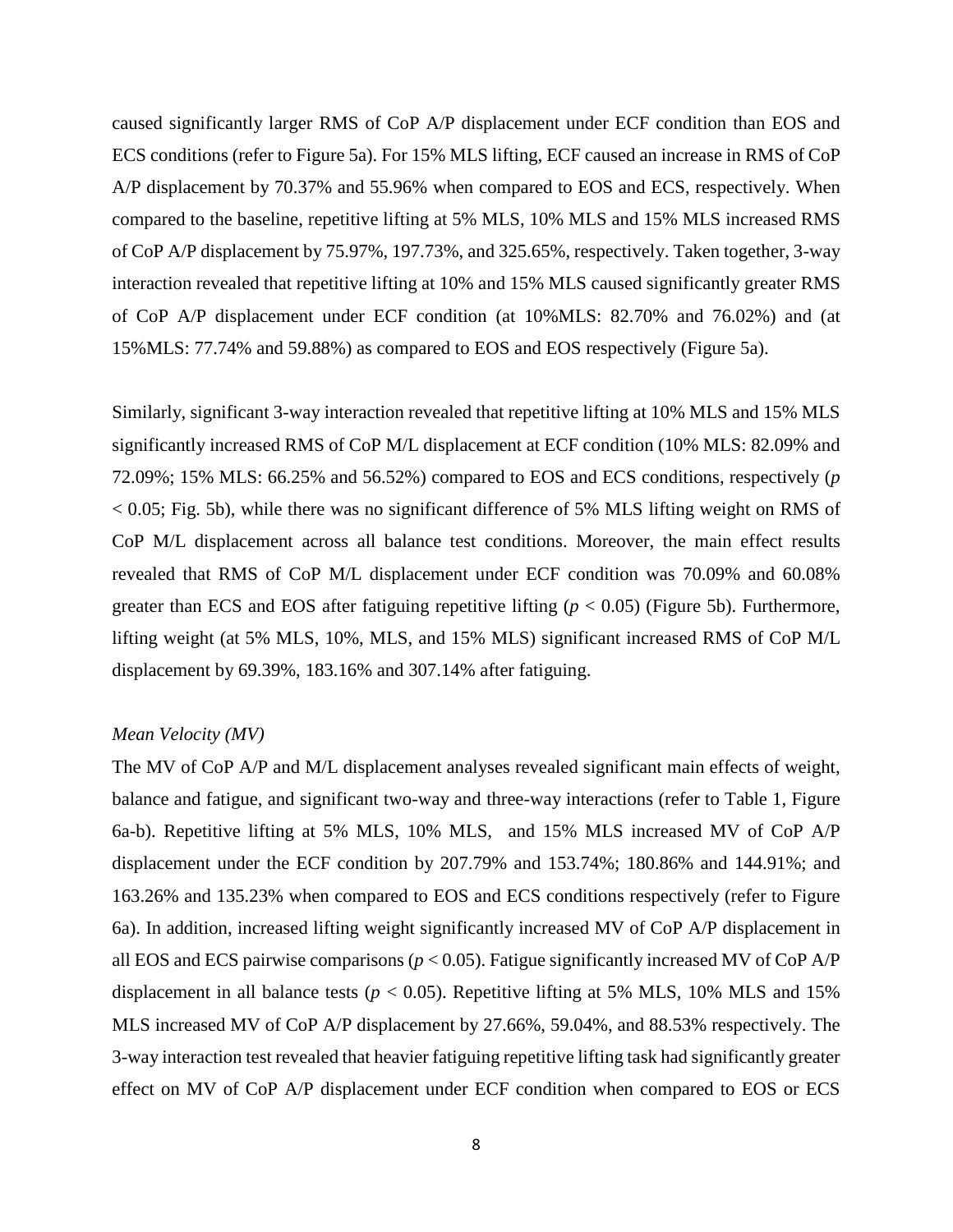caused significantly larger RMS of CoP A/P displacement under ECF condition than EOS and ECS conditions (refer to Figure 5a). For 15% MLS lifting, ECF caused an increase in RMS of CoP A/P displacement by 70.37% and 55.96% when compared to EOS and ECS, respectively. When compared to the baseline, repetitive lifting at 5% MLS, 10% MLS and 15% MLS increased RMS of CoP A/P displacement by 75.97%, 197.73%, and 325.65%, respectively. Taken together, 3-way interaction revealed that repetitive lifting at 10% and 15% MLS caused significantly greater RMS of CoP A/P displacement under ECF condition (at 10%MLS: 82.70% and 76.02%) and (at 15%MLS: 77.74% and 59.88%) as compared to EOS and EOS respectively (Figure 5a).

Similarly, significant 3-way interaction revealed that repetitive lifting at 10% MLS and 15% MLS significantly increased RMS of CoP M/L displacement at ECF condition (10% MLS: 82.09% and 72.09%; 15% MLS: 66.25% and 56.52%) compared to EOS and ECS conditions, respectively ($p < 0.05$; Fig. 5b), while there was no significant difference of 5% MLS lifting weight on RMS of CoP M/L displacement across all balance test conditions. Moreover, the main effect results revealed that RMS of CoP M/L displacement under ECF condition was 70.09% and 60.08% greater than ECS and EOS after fatiguing repetitive lifting ($p < 0.05$) (Figure 5b). Furthermore, lifting weight (at 5% MLS, 10%, MLS, and 15% MLS) significant increased RMS of CoP M/L displacement by 69.39%, 183.16% and 307.14% after fatiguing.

*Mean Velocity (MV)*

The MV of CoP A/P and M/L displacement analyses revealed significant main effects of weight, balance and fatigue, and significant two-way and three-way interactions (refer to Table 1, Figure 6a-b). Repetitive lifting at 5% MLS, 10% MLS, and 15% MLS increased MV of CoP A/P displacement under the ECF condition by 207.79% and 153.74%; 180.86% and 144.91%; and 163.26% and 135.23% when compared to EOS and ECS conditions respectively (refer to Figure 6a). In addition, increased lifting weight significantly increased MV of CoP A/P displacement in all EOS and ECS pairwise comparisons ($p < 0.05$). Fatigue significantly increased MV of CoP A/P displacement in all balance tests ($p < 0.05$). Repetitive lifting at 5% MLS, 10% MLS and 15% MLS increased MV of CoP A/P displacement by 27.66%, 59.04%, and 88.53% respectively. The 3-way interaction test revealed that heavier fatiguing repetitive lifting task had significantly greater effect on MV of CoP A/P displacement under ECF condition when compared to EOS or ECS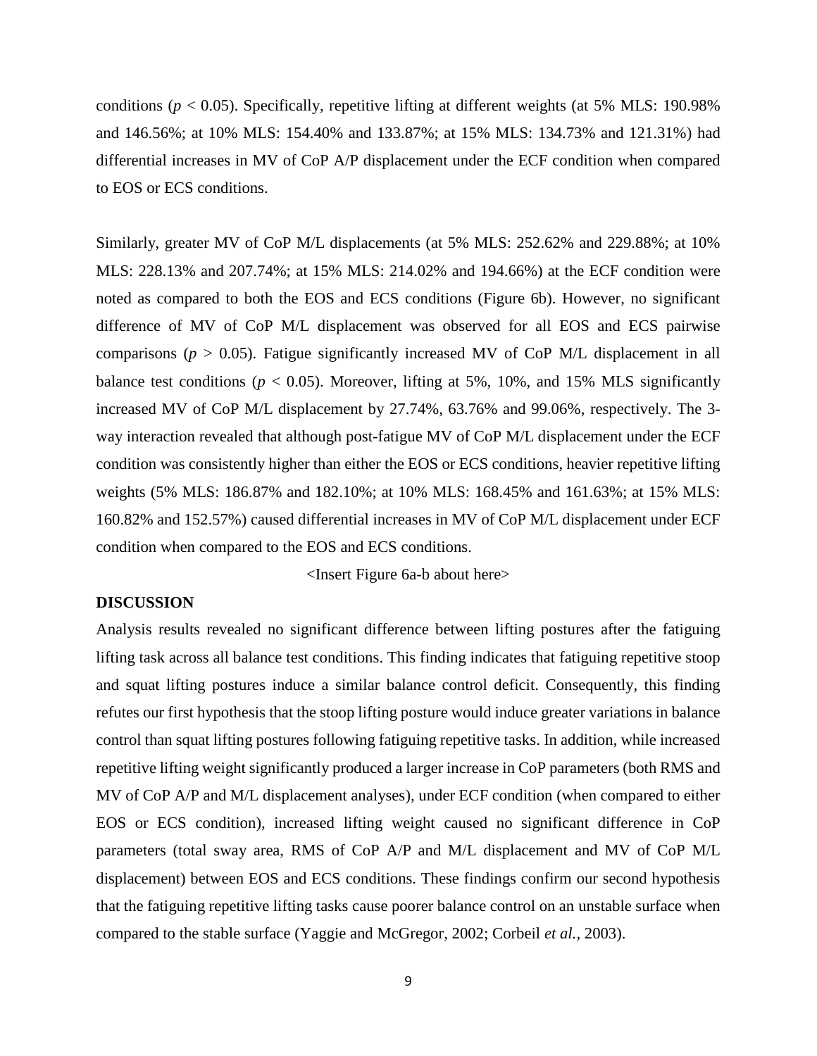conditions ($p < 0.05$). Specifically, repetitive lifting at different weights (at 5% MLS: 190.98% and 146.56%; at 10% MLS: 154.40% and 133.87%; at 15% MLS: 134.73% and 121.31%) had differential increases in MV of CoP A/P displacement under the ECF condition when compared to EOS or ECS conditions.

Similarly, greater MV of CoP M/L displacements (at 5% MLS: 252.62% and 229.88%; at 10% MLS: 228.13% and 207.74%; at 15% MLS: 214.02% and 194.66%) at the ECF condition were noted as compared to both the EOS and ECS conditions (Figure 6b). However, no significant difference of MV of CoP M/L displacement was observed for all EOS and ECS pairwise comparisons ($p > 0.05$). Fatigue significantly increased MV of CoP M/L displacement in all balance test conditions ($p < 0.05$). Moreover, lifting at 5%, 10%, and 15% MLS significantly increased MV of CoP M/L displacement by 27.74%, 63.76% and 99.06%, respectively. The 3-way interaction revealed that although post-fatigue MV of CoP M/L displacement under the ECF condition was consistently higher than either the EOS or ECS conditions, heavier repetitive lifting weights (5% MLS: 186.87% and 182.10%; at 10% MLS: 168.45% and 161.63%; at 15% MLS: 160.82% and 152.57%) caused differential increases in MV of CoP M/L displacement under ECF condition when compared to the EOS and ECS conditions.

<Insert Figure 6a-b about here>

**DISCUSSION**

Analysis results revealed no significant difference between lifting postures after the fatiguing lifting task across all balance test conditions. This finding indicates that fatiguing repetitive stoop and squat lifting postures induce a similar balance control deficit. Consequently, this finding refutes our first hypothesis that the stoop lifting posture would induce greater variations in balance control than squat lifting postures following fatiguing repetitive tasks. In addition, while increased repetitive lifting weight significantly produced a larger increase in CoP parameters (both RMS and MV of CoP A/P and M/L displacement analyses), under ECF condition (when compared to either EOS or ECS condition), increased lifting weight caused no significant difference in CoP parameters (total sway area, RMS of CoP A/P and M/L displacement and MV of CoP M/L displacement) between EOS and ECS conditions. These findings confirm our second hypothesis that the fatiguing repetitive lifting tasks cause poorer balance control on an unstable surface when compared to the stable surface (Yaggie and McGregor, 2002; Corbeil *et al.*, 2003).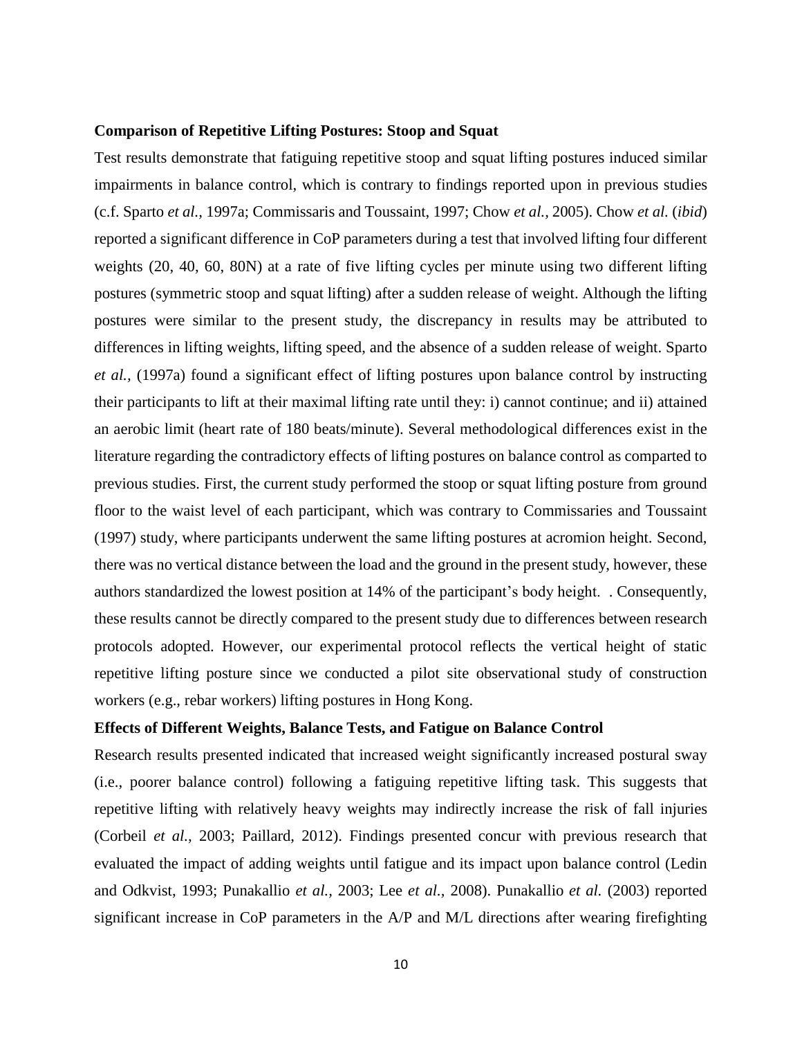**Comparison of Repetitive Lifting Postures: Stoop and Squat**

Test results demonstrate that fatiguing repetitive stoop and squat lifting postures induced similar impairments in balance control, which is contrary to findings reported upon in previous studies (c.f. Sparto *et al.*, 1997a; Commissaris and Toussaint, 1997; Chow *et al.*, 2005). Chow *et al.* (*ibid*) reported a significant difference in CoP parameters during a test that involved lifting four different weights (20, 40, 60, 80N) at a rate of five lifting cycles per minute using two different lifting postures (symmetric stoop and squat lifting) after a sudden release of weight. Although the lifting postures were similar to the present study, the discrepancy in results may be attributed to differences in lifting weights, lifting speed, and the absence of a sudden release of weight. Sparto *et al.*, (1997a) found a significant effect of lifting postures upon balance control by instructing their participants to lift at their maximal lifting rate until they: i) cannot continue; and ii) attained an aerobic limit (heart rate of 180 beats/minute). Several methodological differences exist in the literature regarding the contradictory effects of lifting postures on balance control as comparted to previous studies. First, the current study performed the stoop or squat lifting posture from ground floor to the waist level of each participant, which was contrary to Commissaries and Toussaint (1997) study, where participants underwent the same lifting postures at acromion height. Second, there was no vertical distance between the load and the ground in the present study, however, these authors standardized the lowest position at 14% of the participant's body height. . Consequently, these results cannot be directly compared to the present study due to differences between research protocols adopted. However, our experimental protocol reflects the vertical height of static repetitive lifting posture since we conducted a pilot site observational study of construction workers (e.g., rebar workers) lifting postures in Hong Kong.

**Effects of Different Weights, Balance Tests, and Fatigue on Balance Control**

Research results presented indicated that increased weight significantly increased postural sway (i.e., poorer balance control) following a fatiguing repetitive lifting task. This suggests that repetitive lifting with relatively heavy weights may indirectly increase the risk of fall injuries (Corbeil *et al.*, 2003; Paillard, 2012). Findings presented concur with previous research that evaluated the impact of adding weights until fatigue and its impact upon balance control (Ledin and Odkvist, 1993; Punakallio *et al.*, 2003; Lee *et al.*, 2008). Punakallio *et al.* (2003) reported significant increase in CoP parameters in the A/P and M/L directions after wearing firefighting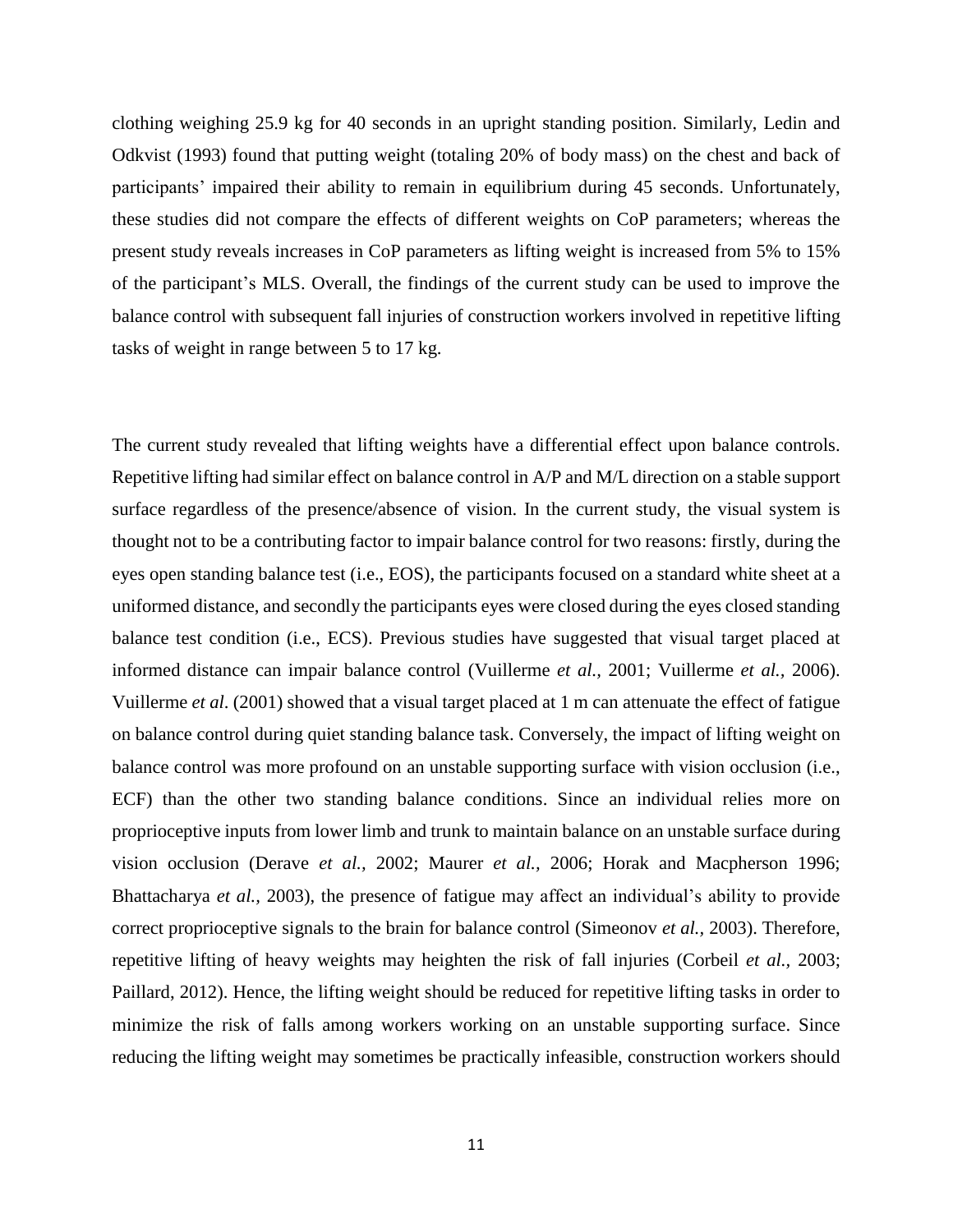clothing weighing 25.9 kg for 40 seconds in an upright standing position. Similarly, Ledin and Odkvist (1993) found that putting weight (totaling 20% of body mass) on the chest and back of participants' impaired their ability to remain in equilibrium during 45 seconds. Unfortunately, these studies did not compare the effects of different weights on CoP parameters; whereas the present study reveals increases in CoP parameters as lifting weight is increased from 5% to 15% of the participant's MLS. Overall, the findings of the current study can be used to improve the balance control with subsequent fall injuries of construction workers involved in repetitive lifting tasks of weight in range between 5 to 17 kg.

The current study revealed that lifting weights have a differential effect upon balance controls. Repetitive lifting had similar effect on balance control in A/P and M/L direction on a stable support surface regardless of the presence/absence of vision. In the current study, the visual system is thought not to be a contributing factor to impair balance control for two reasons: firstly, during the eyes open standing balance test (i.e., EOS), the participants focused on a standard white sheet at a uniformed distance, and secondly the participants eyes were closed during the eyes closed standing balance test condition (i.e., ECS). Previous studies have suggested that visual target placed at informed distance can impair balance control (Vuillerme *et al.,* 2001; Vuillerme *et al.,* 2006). Vuillerme *et al*. (2001) showed that a visual target placed at 1 m can attenuate the effect of fatigue on balance control during quiet standing balance task. Conversely, the impact of lifting weight on balance control was more profound on an unstable supporting surface with vision occlusion (i.e., ECF) than the other two standing balance conditions. Since an individual relies more on proprioceptive inputs from lower limb and trunk to maintain balance on an unstable surface during vision occlusion (Derave *et al.,* 2002; Maurer *et al.,* 2006; Horak and Macpherson 1996; Bhattacharya *et al.,* 2003), the presence of fatigue may affect an individual's ability to provide correct proprioceptive signals to the brain for balance control (Simeonov *et al.,* 2003). Therefore, repetitive lifting of heavy weights may heighten the risk of fall injuries (Corbeil *et al.,* 2003; Paillard, 2012). Hence, the lifting weight should be reduced for repetitive lifting tasks in order to minimize the risk of falls among workers working on an unstable supporting surface. Since reducing the lifting weight may sometimes be practically infeasible, construction workers should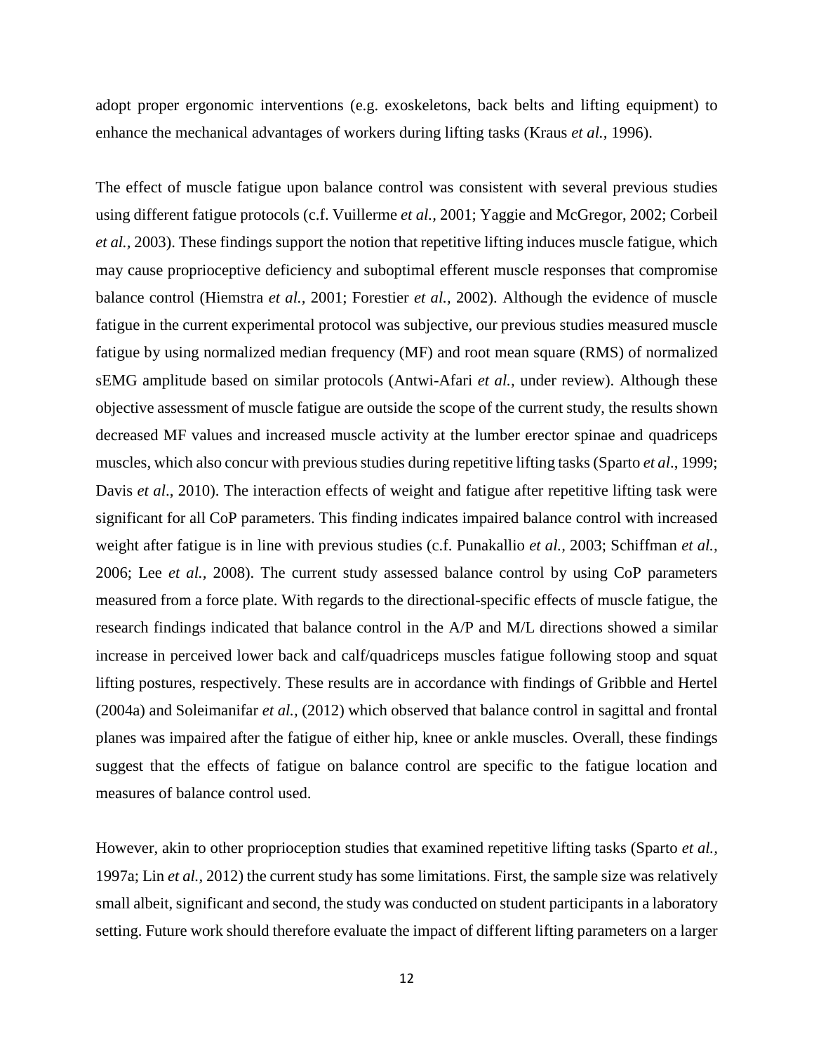adopt proper ergonomic interventions (e.g. exoskeletons, back belts and lifting equipment) to enhance the mechanical advantages of workers during lifting tasks (Kraus *et al.,* 1996).

The effect of muscle fatigue upon balance control was consistent with several previous studies using different fatigue protocols (c.f. Vuillerme *et al.,* 2001; Yaggie and McGregor, 2002; Corbeil *et al.,* 2003). These findings support the notion that repetitive lifting induces muscle fatigue, which may cause proprioceptive deficiency and suboptimal efferent muscle responses that compromise balance control (Hiemstra *et al.,* 2001; Forestier *et al.,* 2002). Although the evidence of muscle fatigue in the current experimental protocol was subjective, our previous studies measured muscle fatigue by using normalized median frequency (MF) and root mean square (RMS) of normalized sEMG amplitude based on similar protocols (Antwi-Afari *et al.,* under review). Although these objective assessment of muscle fatigue are outside the scope of the current study, the results shown decreased MF values and increased muscle activity at the lumber erector spinae and quadriceps muscles, which also concur with previous studies during repetitive lifting tasks (Sparto *et al*., 1999; Davis *et al*., 2010). The interaction effects of weight and fatigue after repetitive lifting task were significant for all CoP parameters. This finding indicates impaired balance control with increased weight after fatigue is in line with previous studies (c.f. Punakallio *et al.,* 2003; Schiffman *et al.,* 2006; Lee *et al.,* 2008). The current study assessed balance control by using CoP parameters measured from a force plate. With regards to the directional-specific effects of muscle fatigue, the research findings indicated that balance control in the A/P and M/L directions showed a similar increase in perceived lower back and calf/quadriceps muscles fatigue following stoop and squat lifting postures, respectively. These results are in accordance with findings of Gribble and Hertel (2004a) and Soleimanifar *et al.,* (2012) which observed that balance control in sagittal and frontal planes was impaired after the fatigue of either hip, knee or ankle muscles. Overall, these findings suggest that the effects of fatigue on balance control are specific to the fatigue location and measures of balance control used.

However, akin to other proprioception studies that examined repetitive lifting tasks (Sparto *et al.,* 1997a; Lin *et al.,* 2012) the current study has some limitations. First, the sample size was relatively small albeit, significant and second, the study was conducted on student participants in a laboratory setting. Future work should therefore evaluate the impact of different lifting parameters on a larger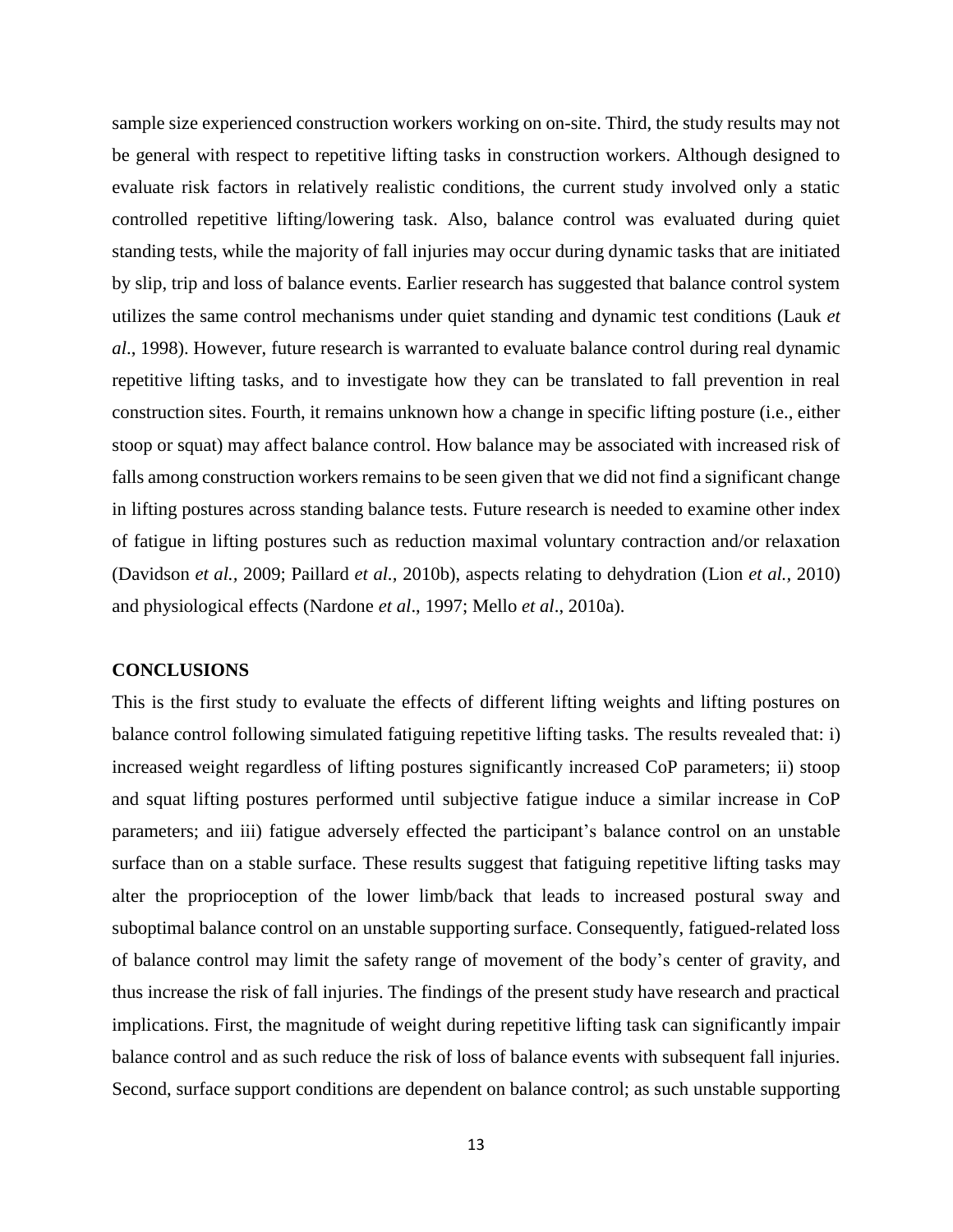sample size experienced construction workers working on on-site. Third, the study results may not be general with respect to repetitive lifting tasks in construction workers. Although designed to evaluate risk factors in relatively realistic conditions, the current study involved only a static controlled repetitive lifting/lowering task. Also, balance control was evaluated during quiet standing tests, while the majority of fall injuries may occur during dynamic tasks that are initiated by slip, trip and loss of balance events. Earlier research has suggested that balance control system utilizes the same control mechanisms under quiet standing and dynamic test conditions (Lauk *et al*., 1998). However, future research is warranted to evaluate balance control during real dynamic repetitive lifting tasks, and to investigate how they can be translated to fall prevention in real construction sites. Fourth, it remains unknown how a change in specific lifting posture (i.e., either stoop or squat) may affect balance control. How balance may be associated with increased risk of falls among construction workers remains to be seen given that we did not find a significant change in lifting postures across standing balance tests. Future research is needed to examine other index of fatigue in lifting postures such as reduction maximal voluntary contraction and/or relaxation (Davidson *et al.,* 2009; Paillard *et al.,* 2010b), aspects relating to dehydration (Lion *et al.,* 2010) and physiological effects (Nardone *et al*., 1997; Mello *et al*., 2010a).

## CONCLUSIONS

This is the first study to evaluate the effects of different lifting weights and lifting postures on balance control following simulated fatiguing repetitive lifting tasks. The results revealed that: i) increased weight regardless of lifting postures significantly increased CoP parameters; ii) stoop and squat lifting postures performed until subjective fatigue induce a similar increase in CoP parameters; and iii) fatigue adversely effected the participant's balance control on an unstable surface than on a stable surface. These results suggest that fatiguing repetitive lifting tasks may alter the proprioception of the lower limb/back that leads to increased postural sway and suboptimal balance control on an unstable supporting surface. Consequently, fatigued-related loss of balance control may limit the safety range of movement of the body's center of gravity, and thus increase the risk of fall injuries. The findings of the present study have research and practical implications. First, the magnitude of weight during repetitive lifting task can significantly impair balance control and as such reduce the risk of loss of balance events with subsequent fall injuries. Second, surface support conditions are dependent on balance control; as such unstable supporting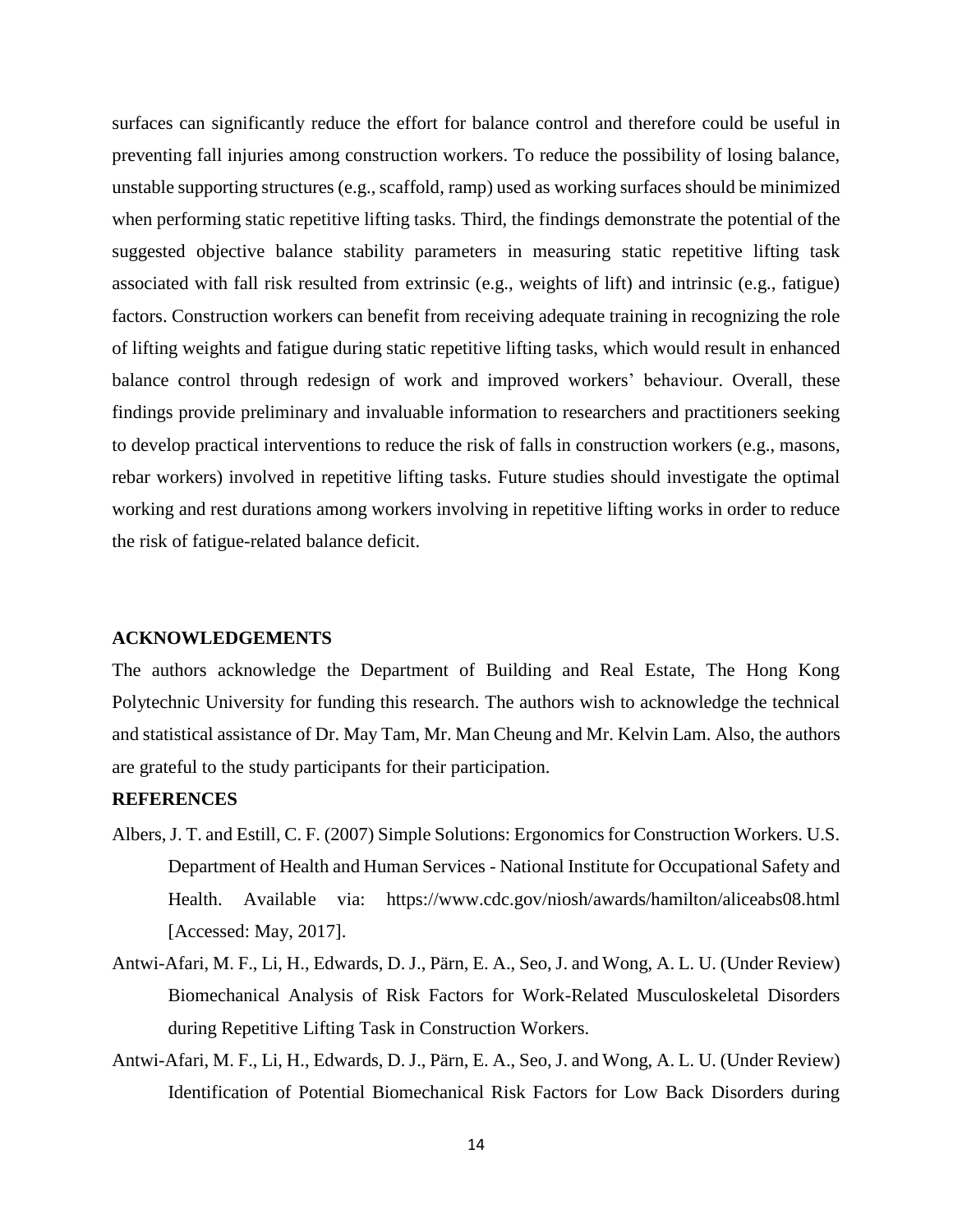surfaces can significantly reduce the effort for balance control and therefore could be useful in preventing fall injuries among construction workers. To reduce the possibility of losing balance, unstable supporting structures (e.g., scaffold, ramp) used as working surfaces should be minimized when performing static repetitive lifting tasks. Third, the findings demonstrate the potential of the suggested objective balance stability parameters in measuring static repetitive lifting task associated with fall risk resulted from extrinsic (e.g., weights of lift) and intrinsic (e.g., fatigue) factors. Construction workers can benefit from receiving adequate training in recognizing the role of lifting weights and fatigue during static repetitive lifting tasks, which would result in enhanced balance control through redesign of work and improved workers' behaviour. Overall, these findings provide preliminary and invaluable information to researchers and practitioners seeking to develop practical interventions to reduce the risk of falls in construction workers (e.g., masons, rebar workers) involved in repetitive lifting tasks. Future studies should investigate the optimal working and rest durations among workers involving in repetitive lifting works in order to reduce the risk of fatigue-related balance deficit.

## ACKNOWLEDGEMENTS

The authors acknowledge the Department of Building and Real Estate, The Hong Kong Polytechnic University for funding this research. The authors wish to acknowledge the technical and statistical assistance of Dr. May Tam, Mr. Man Cheung and Mr. Kelvin Lam. Also, the authors are grateful to the study participants for their participation.

## REFERENCES

Albers, J. T. and Estill, C. F. (2007) Simple Solutions: Ergonomics for Construction Workers. U.S. Department of Health and Human Services - National Institute for Occupational Safety and Health. Available via: https://www.cdc.gov/niosh/awards/hamilton/aliceabs08.html [Accessed: May, 2017].

Antwi-Afari, M. F., Li, H., Edwards, D. J., Pärn, E. A., Seo, J. and Wong, A. L. U. (Under Review) Biomechanical Analysis of Risk Factors for Work-Related Musculoskeletal Disorders during Repetitive Lifting Task in Construction Workers.

Antwi-Afari, M. F., Li, H., Edwards, D. J., Pärn, E. A., Seo, J. and Wong, A. L. U. (Under Review) Identification of Potential Biomechanical Risk Factors for Low Back Disorders during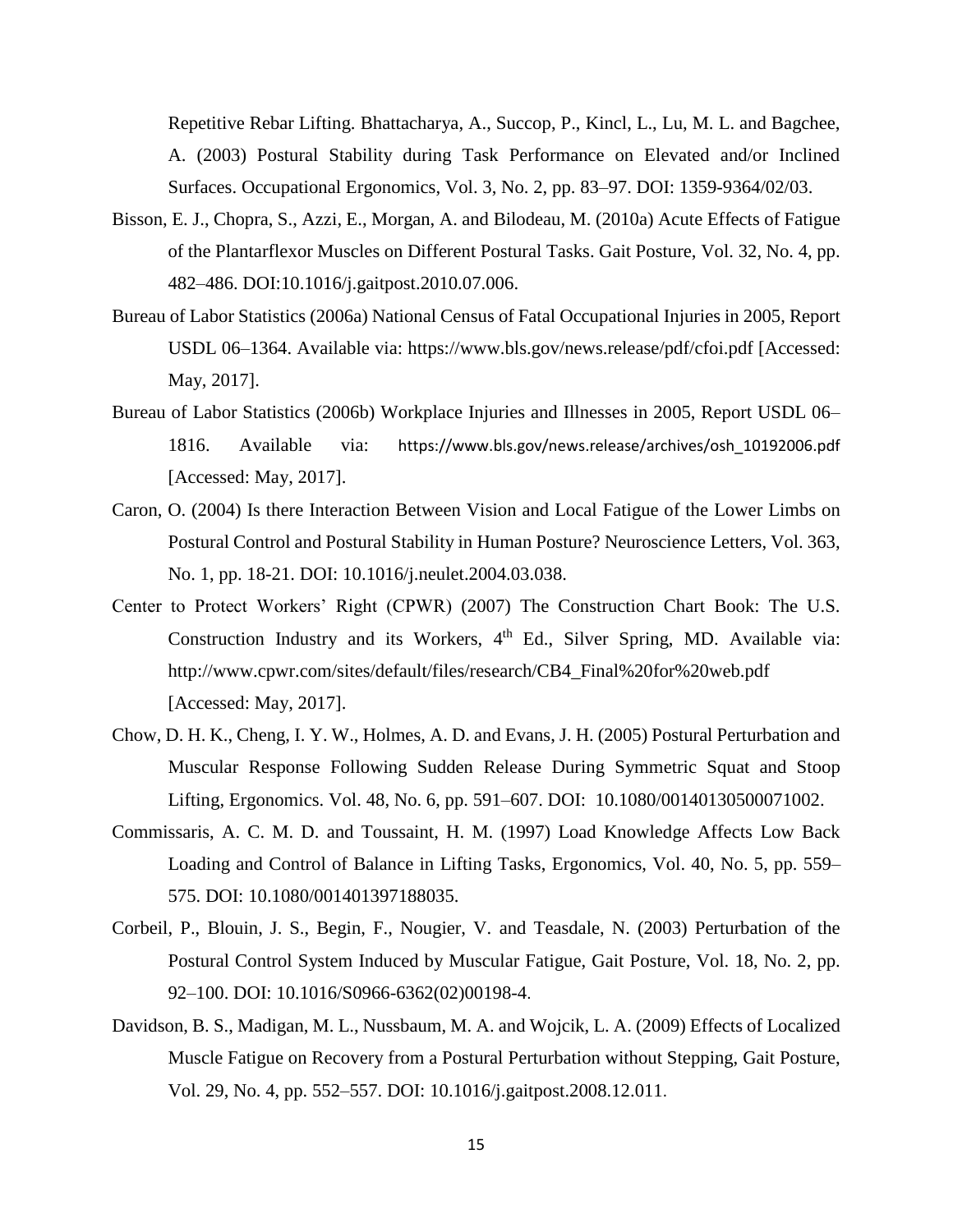Repetitive Rebar Lifting. Bhattacharya, A., Succop, P., Kincl, L., Lu, M. L. and Bagchee, A. (2003) Postural Stability during Task Performance on Elevated and/or Inclined Surfaces. Occupational Ergonomics, Vol. 3, No. 2, pp. 83–97. DOI: 1359-9364/02/03.

Bisson, E. J., Chopra, S., Azzi, E., Morgan, A. and Bilodeau, M. (2010a) Acute Effects of Fatigue of the Plantarflexor Muscles on Different Postural Tasks. Gait Posture, Vol. 32, No. 4, pp. 482–486. DOI:10.1016/j.gaitpost.2010.07.006.

Bureau of Labor Statistics (2006a) National Census of Fatal Occupational Injuries in 2005, Report USDL 06–1364. Available via: https://www.bls.gov/news.release/pdf/cfoi.pdf [Accessed: May, 2017].

Bureau of Labor Statistics (2006b) Workplace Injuries and Illnesses in 2005, Report USDL 06–1816. Available via: https://www.bls.gov/news.release/archives/osh_10192006.pdf [Accessed: May, 2017].

Caron, O. (2004) Is there Interaction Between Vision and Local Fatigue of the Lower Limbs on Postural Control and Postural Stability in Human Posture? Neuroscience Letters, Vol. 363, No. 1, pp. 18-21. DOI: 10.1016/j.neulet.2004.03.038.

Center to Protect Workers' Right (CPWR) (2007) The Construction Chart Book: The U.S. Construction Industry and its Workers, 4th Ed., Silver Spring, MD. Available via: http://www.cpwr.com/sites/default/files/research/CB4_Final%20for%20web.pdf [Accessed: May, 2017].

Chow, D. H. K., Cheng, I. Y. W., Holmes, A. D. and Evans, J. H. (2005) Postural Perturbation and Muscular Response Following Sudden Release During Symmetric Squat and Stoop Lifting, Ergonomics. Vol. 48, No. 6, pp. 591–607. DOI: 10.1080/00140130500071002.

Commissaris, A. C. M. D. and Toussaint, H. M. (1997) Load Knowledge Affects Low Back Loading and Control of Balance in Lifting Tasks, Ergonomics, Vol. 40, No. 5, pp. 559–575. DOI: 10.1080/001401397188035.

Corbeil, P., Blouin, J. S., Begin, F., Nougier, V. and Teasdale, N. (2003) Perturbation of the Postural Control System Induced by Muscular Fatigue, Gait Posture, Vol. 18, No. 2, pp. 92–100. DOI: 10.1016/S0966-6362(02)00198-4.

Davidson, B. S., Madigan, M. L., Nussbaum, M. A. and Wojcik, L. A. (2009) Effects of Localized Muscle Fatigue on Recovery from a Postural Perturbation without Stepping, Gait Posture, Vol. 29, No. 4, pp. 552–557. DOI: 10.1016/j.gaitpost.2008.12.011.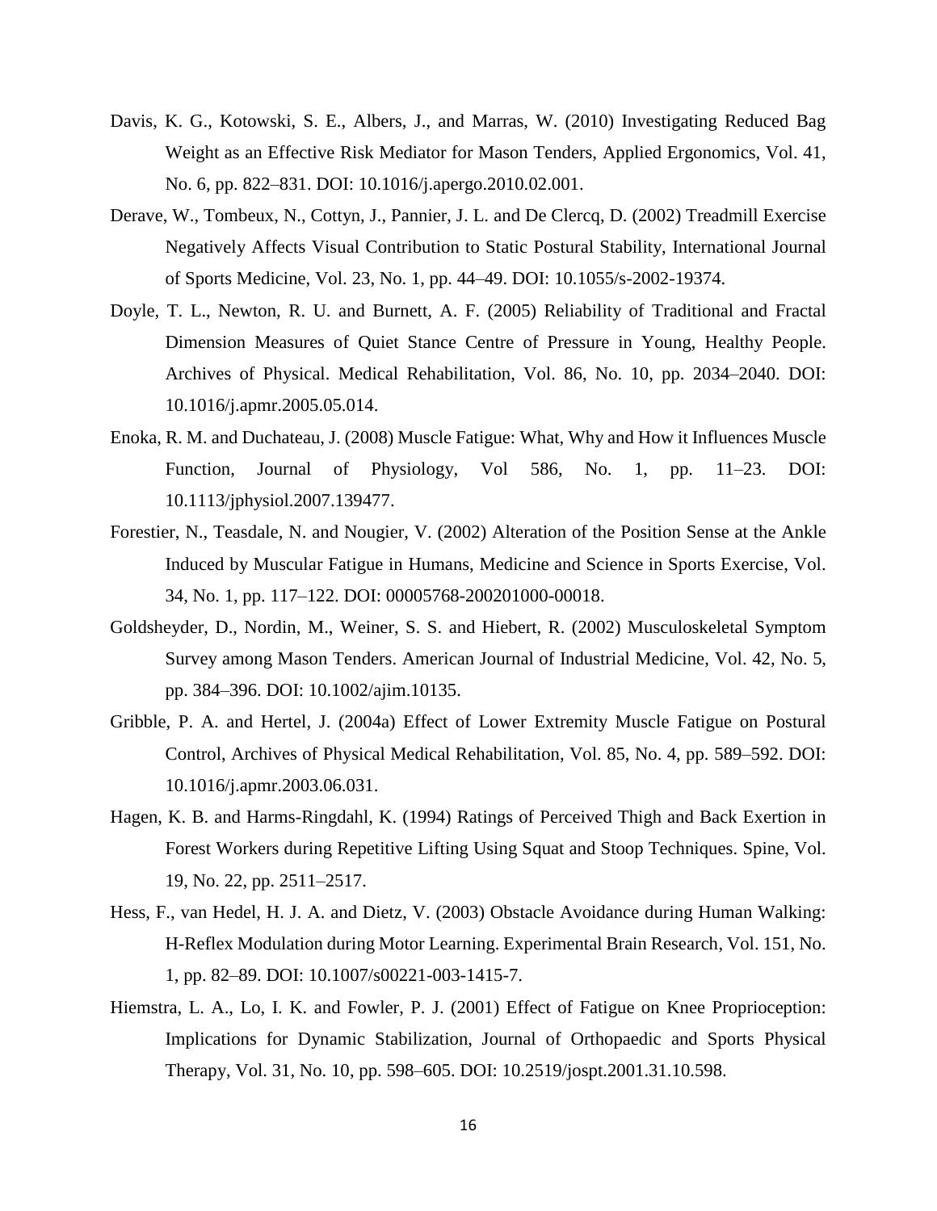Davis, K. G., Kotowski, S. E., Albers, J., and Marras, W. (2010) Investigating Reduced Bag Weight as an Effective Risk Mediator for Mason Tenders, Applied Ergonomics, Vol. 41, No. 6, pp. 822–831. DOI: 10.1016/j.apergo.2010.02.001.

Derave, W., Tombeux, N., Cottyn, J., Pannier, J. L. and De Clercq, D. (2002) Treadmill Exercise Negatively Affects Visual Contribution to Static Postural Stability, International Journal of Sports Medicine, Vol. 23, No. 1, pp. 44–49. DOI: 10.1055/s-2002-19374.

Doyle, T. L., Newton, R. U. and Burnett, A. F. (2005) Reliability of Traditional and Fractal Dimension Measures of Quiet Stance Centre of Pressure in Young, Healthy People. Archives of Physical. Medical Rehabilitation, Vol. 86, No. 10, pp. 2034–2040. DOI: 10.1016/j.apmr.2005.05.014.

Enoka, R. M. and Duchateau, J. (2008) Muscle Fatigue: What, Why and How it Influences Muscle Function, Journal of Physiology, Vol 586, No. 1, pp. 11–23. DOI: 10.1113/jphysiol.2007.139477.

Forestier, N., Teasdale, N. and Nougier, V. (2002) Alteration of the Position Sense at the Ankle Induced by Muscular Fatigue in Humans, Medicine and Science in Sports Exercise, Vol. 34, No. 1, pp. 117–122. DOI: 00005768-200201000-00018.

Goldsheyder, D., Nordin, M., Weiner, S. S. and Hiebert, R. (2002) Musculoskeletal Symptom Survey among Mason Tenders. American Journal of Industrial Medicine, Vol. 42, No. 5, pp. 384–396. DOI: 10.1002/ajim.10135.

Gribble, P. A. and Hertel, J. (2004a) Effect of Lower Extremity Muscle Fatigue on Postural Control, Archives of Physical Medical Rehabilitation, Vol. 85, No. 4, pp. 589–592. DOI: 10.1016/j.apmr.2003.06.031.

Hagen, K. B. and Harms-Ringdahl, K. (1994) Ratings of Perceived Thigh and Back Exertion in Forest Workers during Repetitive Lifting Using Squat and Stoop Techniques. Spine, Vol. 19, No. 22, pp. 2511–2517.

Hess, F., van Hedel, H. J. A. and Dietz, V. (2003) Obstacle Avoidance during Human Walking: H-Reflex Modulation during Motor Learning. Experimental Brain Research, Vol. 151, No. 1, pp. 82–89. DOI: 10.1007/s00221-003-1415-7.

Hiemstra, L. A., Lo, I. K. and Fowler, P. J. (2001) Effect of Fatigue on Knee Proprioception: Implications for Dynamic Stabilization, Journal of Orthopaedic and Sports Physical Therapy, Vol. 31, No. 10, pp. 598–605. DOI: 10.2519/jospt.2001.31.10.598.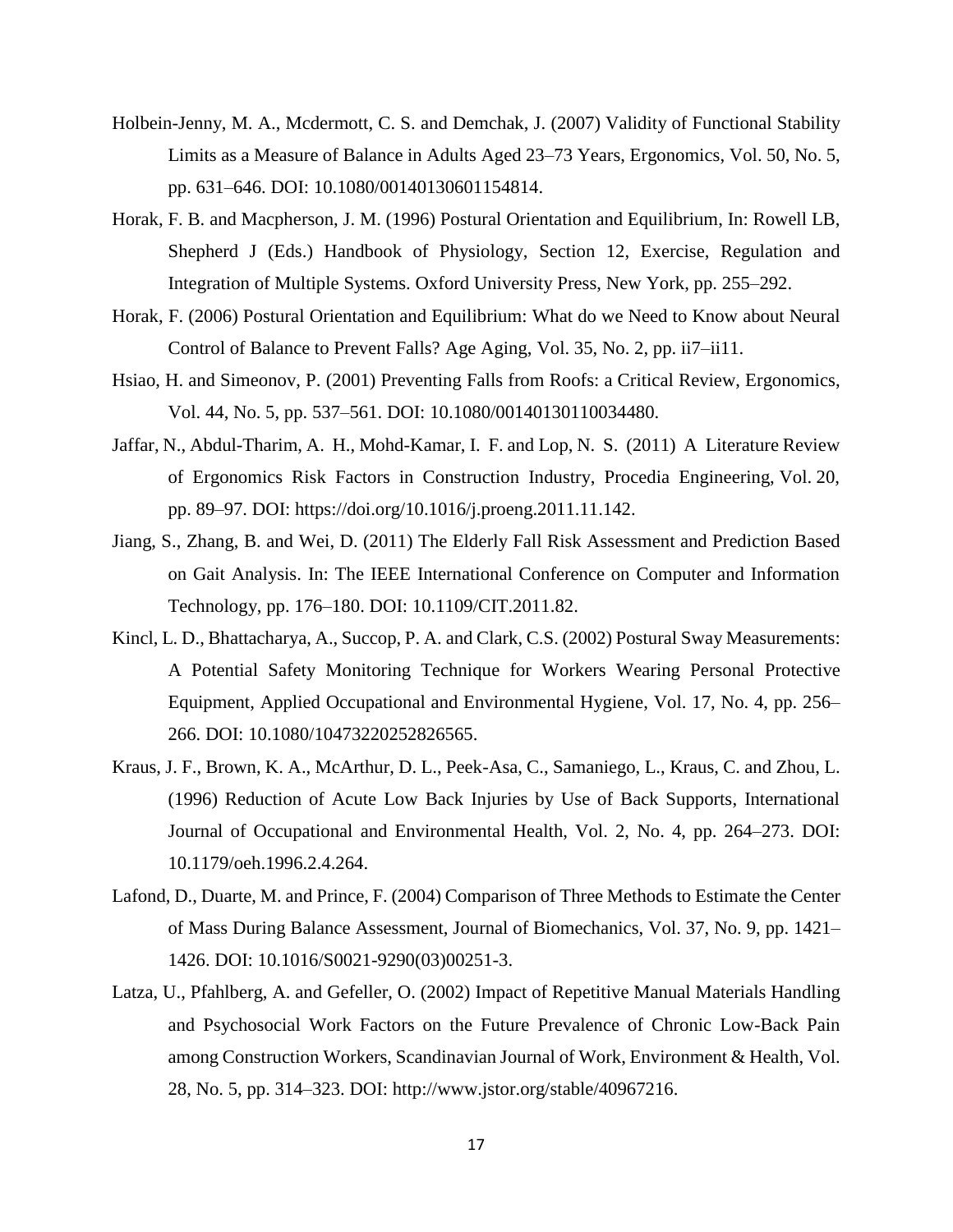Holbein-Jenny, M. A., Mcdermott, C. S. and Demchak, J. (2007) Validity of Functional Stability Limits as a Measure of Balance in Adults Aged 23–73 Years, Ergonomics, Vol. 50, No. 5, pp. 631–646. DOI: 10.1080/00140130601154814.

Horak, F. B. and Macpherson, J. M. (1996) Postural Orientation and Equilibrium, In: Rowell LB, Shepherd J (Eds.) Handbook of Physiology, Section 12, Exercise, Regulation and Integration of Multiple Systems. Oxford University Press, New York, pp. 255–292.

Horak, F. (2006) Postural Orientation and Equilibrium: What do we Need to Know about Neural Control of Balance to Prevent Falls? Age Aging, Vol. 35, No. 2, pp. ii7–ii11.

Hsiao, H. and Simeonov, P. (2001) Preventing Falls from Roofs: a Critical Review, Ergonomics, Vol. 44, No. 5, pp. 537–561. DOI: 10.1080/00140130110034480.

Jaffar, N., Abdul-Tharim, A. H., Mohd-Kamar, I. F. and Lop, N. S. (2011) A Literature Review of Ergonomics Risk Factors in Construction Industry, Procedia Engineering, Vol. 20, pp. 89–97. DOI: https://doi.org/10.1016/j.proeng.2011.11.142.

Jiang, S., Zhang, B. and Wei, D. (2011) The Elderly Fall Risk Assessment and Prediction Based on Gait Analysis. In: The IEEE International Conference on Computer and Information Technology, pp. 176–180. DOI: 10.1109/CIT.2011.82.

Kincl, L. D., Bhattacharya, A., Succop, P. A. and Clark, C.S. (2002) Postural Sway Measurements: A Potential Safety Monitoring Technique for Workers Wearing Personal Protective Equipment, Applied Occupational and Environmental Hygiene, Vol. 17, No. 4, pp. 256–266. DOI: 10.1080/10473220252826565.

Kraus, J. F., Brown, K. A., McArthur, D. L., Peek-Asa, C., Samaniego, L., Kraus, C. and Zhou, L. (1996) Reduction of Acute Low Back Injuries by Use of Back Supports, International Journal of Occupational and Environmental Health, Vol. 2, No. 4, pp. 264–273. DOI: 10.1179/oeh.1996.2.4.264.

Lafond, D., Duarte, M. and Prince, F. (2004) Comparison of Three Methods to Estimate the Center of Mass During Balance Assessment, Journal of Biomechanics, Vol. 37, No. 9, pp. 1421–1426. DOI: 10.1016/S0021-9290(03)00251-3.

Latza, U., Pfahlberg, A. and Gefeller, O. (2002) Impact of Repetitive Manual Materials Handling and Psychosocial Work Factors on the Future Prevalence of Chronic Low-Back Pain among Construction Workers, Scandinavian Journal of Work, Environment & Health, Vol. 28, No. 5, pp. 314–323. DOI: http://www.jstor.org/stable/40967216.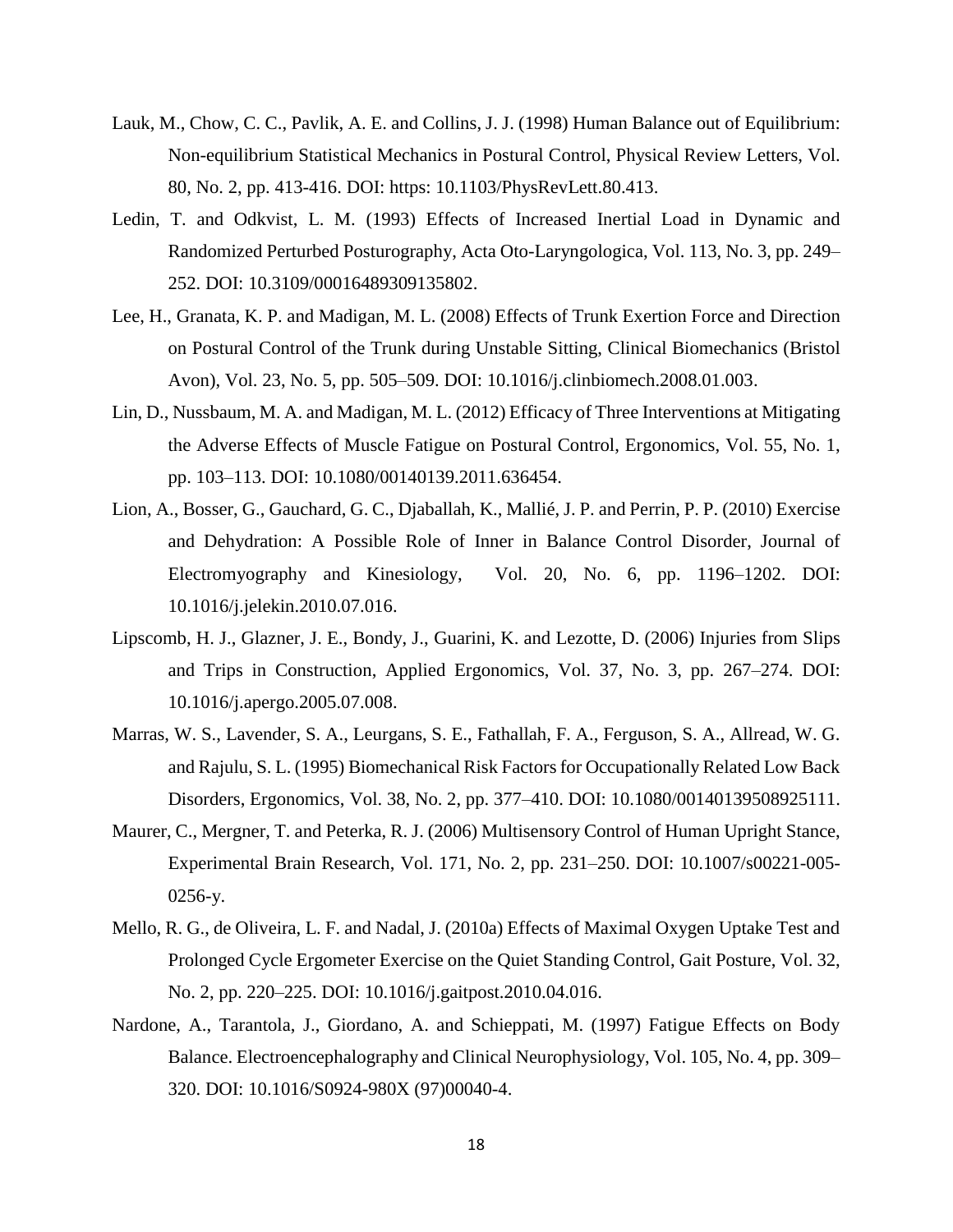Lauk, M., Chow, C. C., Pavlik, A. E. and Collins, J. J. (1998) Human Balance out of Equilibrium: Non-equilibrium Statistical Mechanics in Postural Control, Physical Review Letters, Vol. 80, No. 2, pp. 413-416. DOI: https: 10.1103/PhysRevLett.80.413.

Ledin, T. and Odkvist, L. M. (1993) Effects of Increased Inertial Load in Dynamic and Randomized Perturbed Posturography, Acta Oto-Laryngologica, Vol. 113, No. 3, pp. 249–252. DOI: 10.3109/00016489309135802.

Lee, H., Granata, K. P. and Madigan, M. L. (2008) Effects of Trunk Exertion Force and Direction on Postural Control of the Trunk during Unstable Sitting, Clinical Biomechanics (Bristol Avon), Vol. 23, No. 5, pp. 505–509. DOI: 10.1016/j.clinbiomech.2008.01.003.

Lin, D., Nussbaum, M. A. and Madigan, M. L. (2012) Efficacy of Three Interventions at Mitigating the Adverse Effects of Muscle Fatigue on Postural Control, Ergonomics, Vol. 55, No. 1, pp. 103–113. DOI: 10.1080/00140139.2011.636454.

Lion, A., Bosser, G., Gauchard, G. C., Djaballah, K., Mallié, J. P. and Perrin, P. P. (2010) Exercise and Dehydration: A Possible Role of Inner in Balance Control Disorder, Journal of Electromyography and Kinesiology, Vol. 20, No. 6, pp. 1196–1202. DOI: 10.1016/j.jelekin.2010.07.016.

Lipscomb, H. J., Glazner, J. E., Bondy, J., Guarini, K. and Lezotte, D. (2006) Injuries from Slips and Trips in Construction, Applied Ergonomics, Vol. 37, No. 3, pp. 267–274. DOI: 10.1016/j.apergo.2005.07.008.

Marras, W. S., Lavender, S. A., Leurgans, S. E., Fathallah, F. A., Ferguson, S. A., Allread, W. G. and Rajulu, S. L. (1995) Biomechanical Risk Factors for Occupationally Related Low Back Disorders, Ergonomics, Vol. 38, No. 2, pp. 377–410. DOI: 10.1080/00140139508925111.

Maurer, C., Mergner, T. and Peterka, R. J. (2006) Multisensory Control of Human Upright Stance, Experimental Brain Research, Vol. 171, No. 2, pp. 231–250. DOI: 10.1007/s00221-005-0256-y.

Mello, R. G., de Oliveira, L. F. and Nadal, J. (2010a) Effects of Maximal Oxygen Uptake Test and Prolonged Cycle Ergometer Exercise on the Quiet Standing Control, Gait Posture, Vol. 32, No. 2, pp. 220–225. DOI: 10.1016/j.gaitpost.2010.04.016.

Nardone, A., Tarantola, J., Giordano, A. and Schieppati, M. (1997) Fatigue Effects on Body Balance. Electroencephalography and Clinical Neurophysiology, Vol. 105, No. 4, pp. 309–320. DOI: 10.1016/S0924-980X (97)00040-4.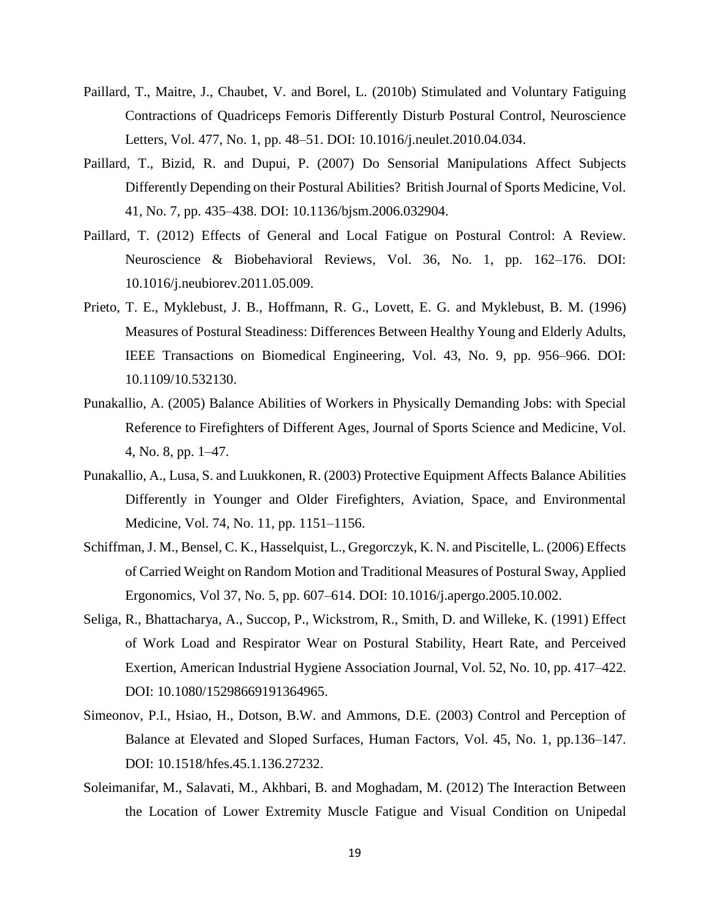Paillard, T., Maitre, J., Chaubet, V. and Borel, L. (2010b) Stimulated and Voluntary Fatiguing Contractions of Quadriceps Femoris Differently Disturb Postural Control, Neuroscience Letters, Vol. 477, No. 1, pp. 48–51. DOI: 10.1016/j.neulet.2010.04.034.

Paillard, T., Bizid, R. and Dupui, P. (2007) Do Sensorial Manipulations Affect Subjects Differently Depending on their Postural Abilities? British Journal of Sports Medicine, Vol. 41, No. 7, pp. 435–438. DOI: 10.1136/bjsm.2006.032904.

Paillard, T. (2012) Effects of General and Local Fatigue on Postural Control: A Review. Neuroscience & Biobehavioral Reviews, Vol. 36, No. 1, pp. 162–176. DOI: 10.1016/j.neubiorev.2011.05.009.

Prieto, T. E., Myklebust, J. B., Hoffmann, R. G., Lovett, E. G. and Myklebust, B. M. (1996) Measures of Postural Steadiness: Differences Between Healthy Young and Elderly Adults, IEEE Transactions on Biomedical Engineering, Vol. 43, No. 9, pp. 956–966. DOI: 10.1109/10.532130.

Punakallio, A. (2005) Balance Abilities of Workers in Physically Demanding Jobs: with Special Reference to Firefighters of Different Ages, Journal of Sports Science and Medicine, Vol. 4, No. 8, pp. 1–47.

Punakallio, A., Lusa, S. and Luukkonen, R. (2003) Protective Equipment Affects Balance Abilities Differently in Younger and Older Firefighters, Aviation, Space, and Environmental Medicine, Vol. 74, No. 11, pp. 1151–1156.

Schiffman, J. M., Bensel, C. K., Hasselquist, L., Gregorczyk, K. N. and Piscitelle, L. (2006) Effects of Carried Weight on Random Motion and Traditional Measures of Postural Sway, Applied Ergonomics, Vol 37, No. 5, pp. 607–614. DOI: 10.1016/j.apergo.2005.10.002.

Seliga, R., Bhattacharya, A., Succop, P., Wickstrom, R., Smith, D. and Willeke, K. (1991) Effect of Work Load and Respirator Wear on Postural Stability, Heart Rate, and Perceived Exertion, American Industrial Hygiene Association Journal, Vol. 52, No. 10, pp. 417–422. DOI: 10.1080/15298669191364965.

Simeonov, P.I., Hsiao, H., Dotson, B.W. and Ammons, D.E. (2003) Control and Perception of Balance at Elevated and Sloped Surfaces, Human Factors, Vol. 45, No. 1, pp.136–147. DOI: 10.1518/hfes.45.1.136.27232.

Soleimanifar, M., Salavati, M., Akhbari, B. and Moghadam, M. (2012) The Interaction Between the Location of Lower Extremity Muscle Fatigue and Visual Condition on Unipedal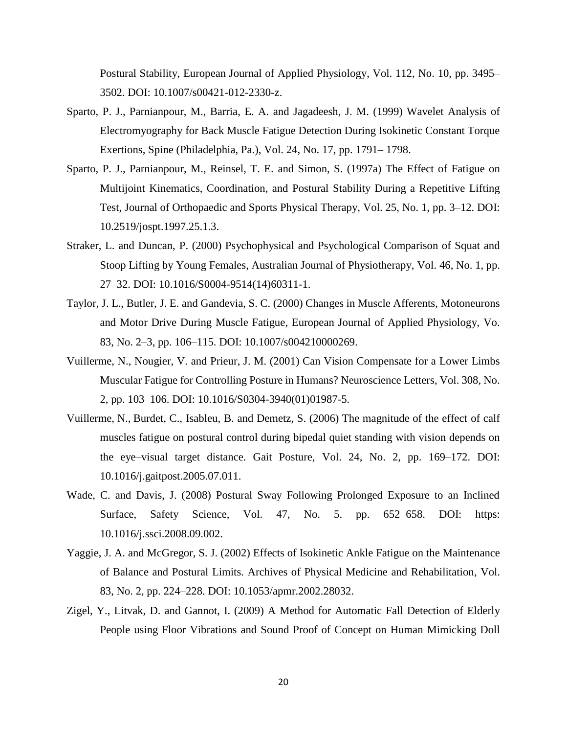Postural Stability, European Journal of Applied Physiology, Vol. 112, No. 10, pp. 3495–3502. DOI: 10.1007/s00421-012-2330-z.

Sparto, P. J., Parnianpour, M., Barria, E. A. and Jagadeesh, J. M. (1999) Wavelet Analysis of Electromyography for Back Muscle Fatigue Detection During Isokinetic Constant Torque Exertions, Spine (Philadelphia, Pa.), Vol. 24, No. 17, pp. 1791– 1798.

Sparto, P. J., Parnianpour, M., Reinsel, T. E. and Simon, S. (1997a) The Effect of Fatigue on Multijoint Kinematics, Coordination, and Postural Stability During a Repetitive Lifting Test, Journal of Orthopaedic and Sports Physical Therapy, Vol. 25, No. 1, pp. 3–12. DOI: 10.2519/jospt.1997.25.1.3.

Straker, L. and Duncan, P. (2000) Psychophysical and Psychological Comparison of Squat and Stoop Lifting by Young Females, Australian Journal of Physiotherapy, Vol. 46, No. 1, pp. 27–32. DOI: 10.1016/S0004-9514(14)60311-1.

Taylor, J. L., Butler, J. E. and Gandevia, S. C. (2000) Changes in Muscle Afferents, Motoneurons and Motor Drive During Muscle Fatigue, European Journal of Applied Physiology, Vo. 83, No. 2–3, pp. 106–115. DOI: 10.1007/s004210000269.

Vuillerme, N., Nougier, V. and Prieur, J. M. (2001) Can Vision Compensate for a Lower Limbs Muscular Fatigue for Controlling Posture in Humans? Neuroscience Letters, Vol. 308, No. 2, pp. 103–106. DOI: 10.1016/S0304-3940(01)01987-5.

Vuillerme, N., Burdet, C., Isableu, B. and Demetz, S. (2006) The magnitude of the effect of calf muscles fatigue on postural control during bipedal quiet standing with vision depends on the eye–visual target distance. Gait Posture, Vol. 24, No. 2, pp. 169–172. DOI: 10.1016/j.gaitpost.2005.07.011.

Wade, C. and Davis, J. (2008) Postural Sway Following Prolonged Exposure to an Inclined Surface, Safety Science, Vol. 47, No. 5. pp. 652–658. DOI: https: 10.1016/j.ssci.2008.09.002.

Yaggie, J. A. and McGregor, S. J. (2002) Effects of Isokinetic Ankle Fatigue on the Maintenance of Balance and Postural Limits. Archives of Physical Medicine and Rehabilitation, Vol. 83, No. 2, pp. 224–228. DOI: 10.1053/apmr.2002.28032.

Zigel, Y., Litvak, D. and Gannot, I. (2009) A Method for Automatic Fall Detection of Elderly People using Floor Vibrations and Sound Proof of Concept on Human Mimicking Doll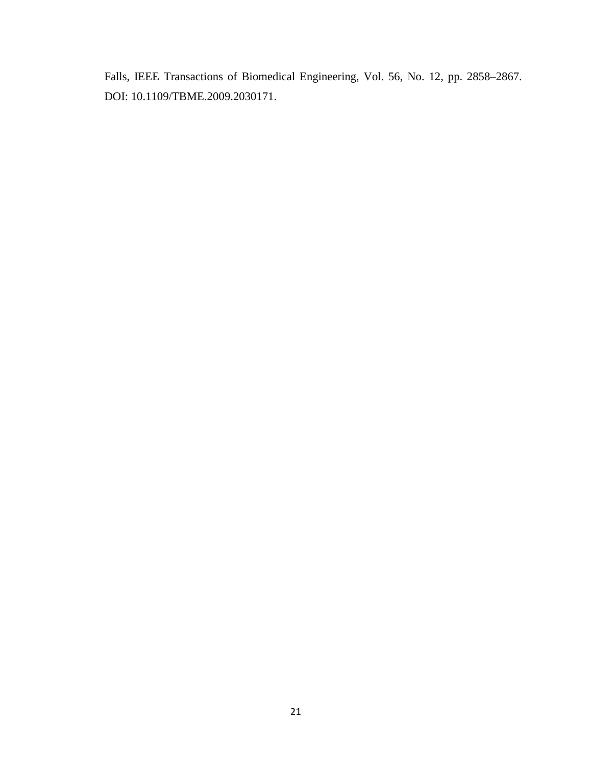Falls, IEEE Transactions of Biomedical Engineering, Vol. 56, No. 12, pp. 2858–2867. DOI: 10.1109/TBME.2009.2030171.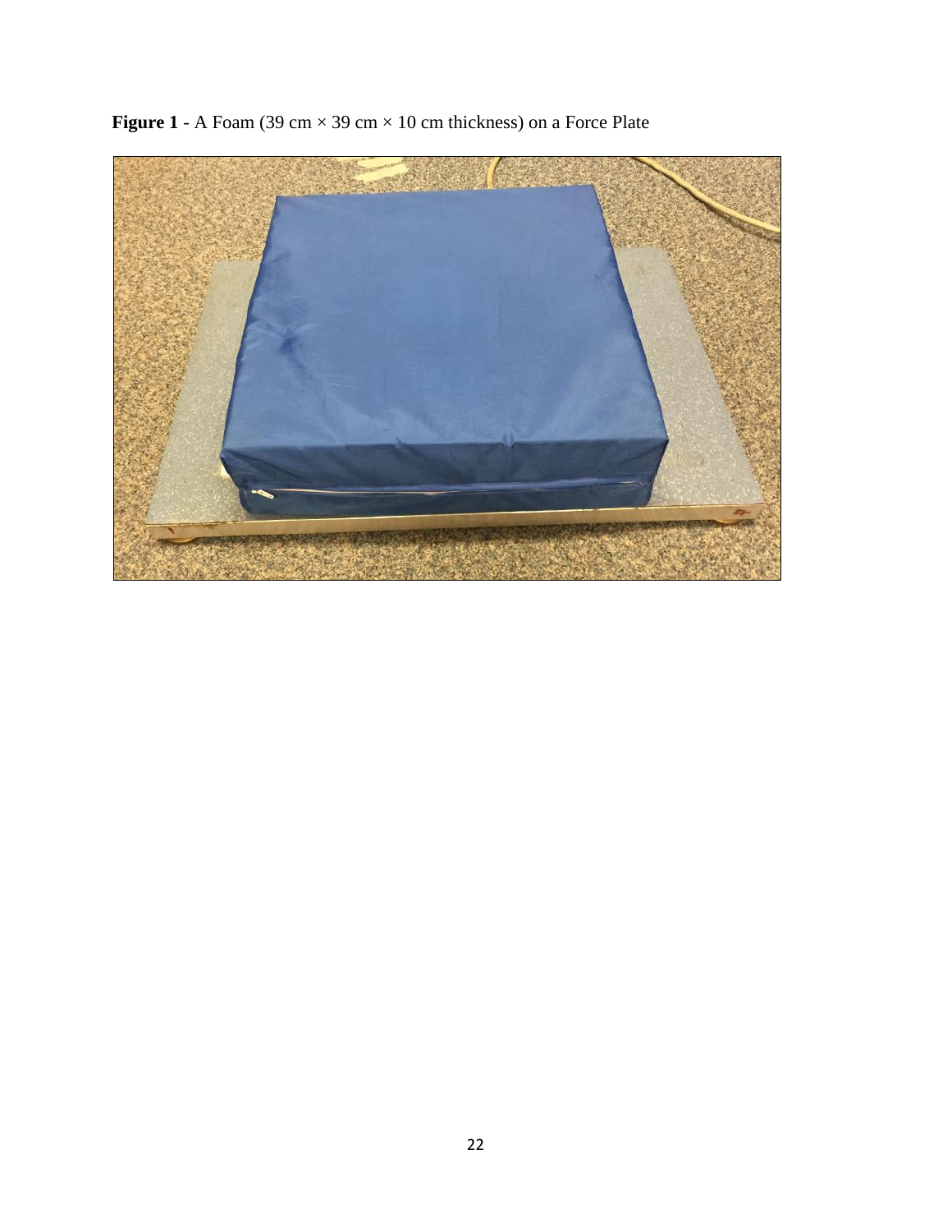**Figure 1** - A Foam (39 cm × 39 cm × 10 cm thickness) on a Force Plate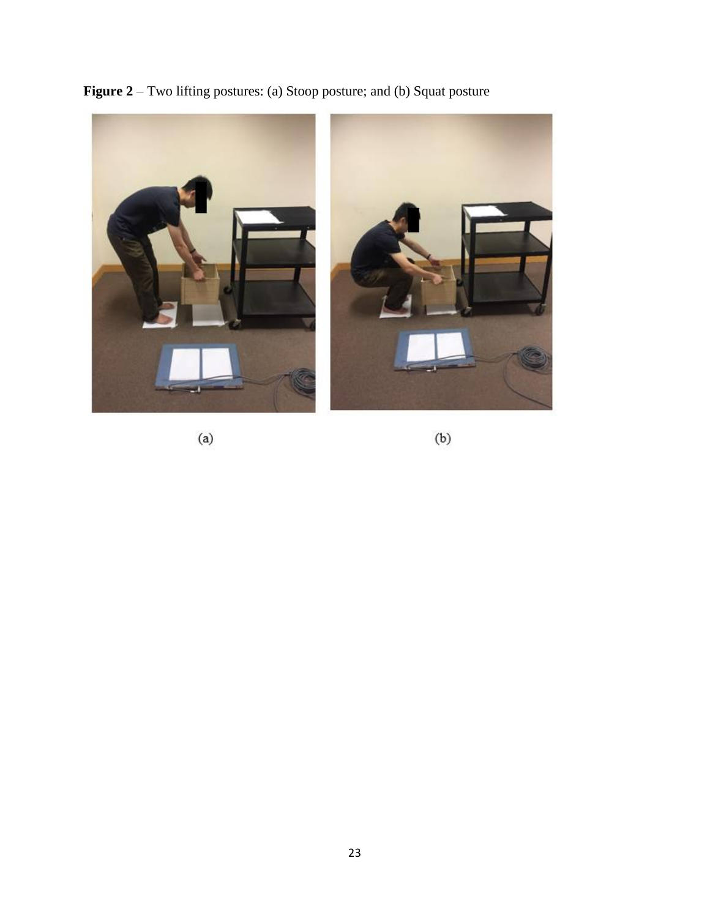**Figure 2** – Two lifting postures: (a) Stoop posture; and (b) Squat posture

(a)

(b)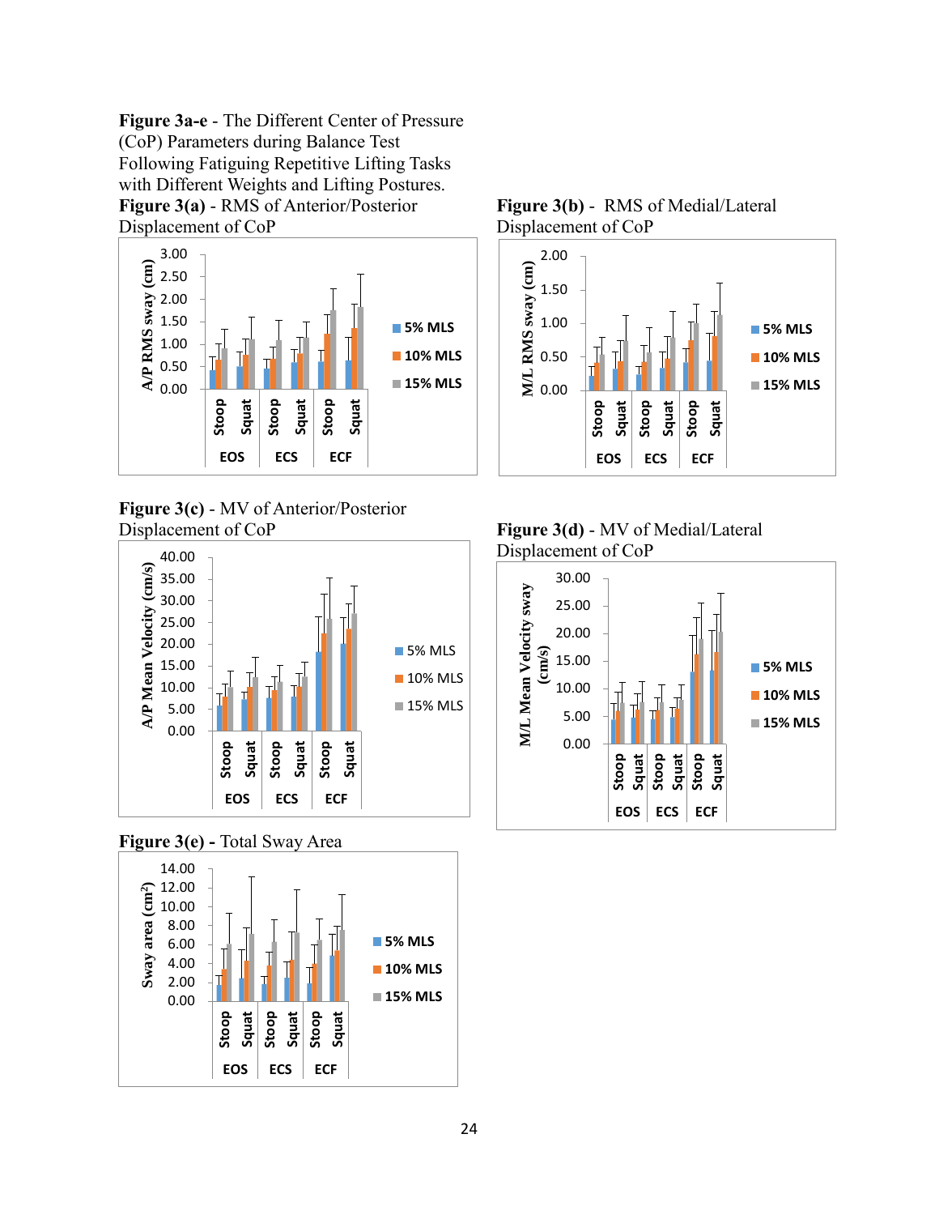**Figure 3a-e** - The Different Center of Pressure (CoP) Parameters during Balance Test Following Fatiguing Repetitive Lifting Tasks with Different Weights and Lifting Postures.

**Figure 3(a)** - RMS of Anterior/Posterior Displacement of CoP

**Figure 3(b)** - RMS of Medial/Lateral Displacement of CoP

**Figure 3(c)** - MV of Anterior/Posterior Displacement of CoP

**Figure 3(d)** - MV of Medial/Lateral Displacement of CoP

**Figure 3(e)** - Total Sway Area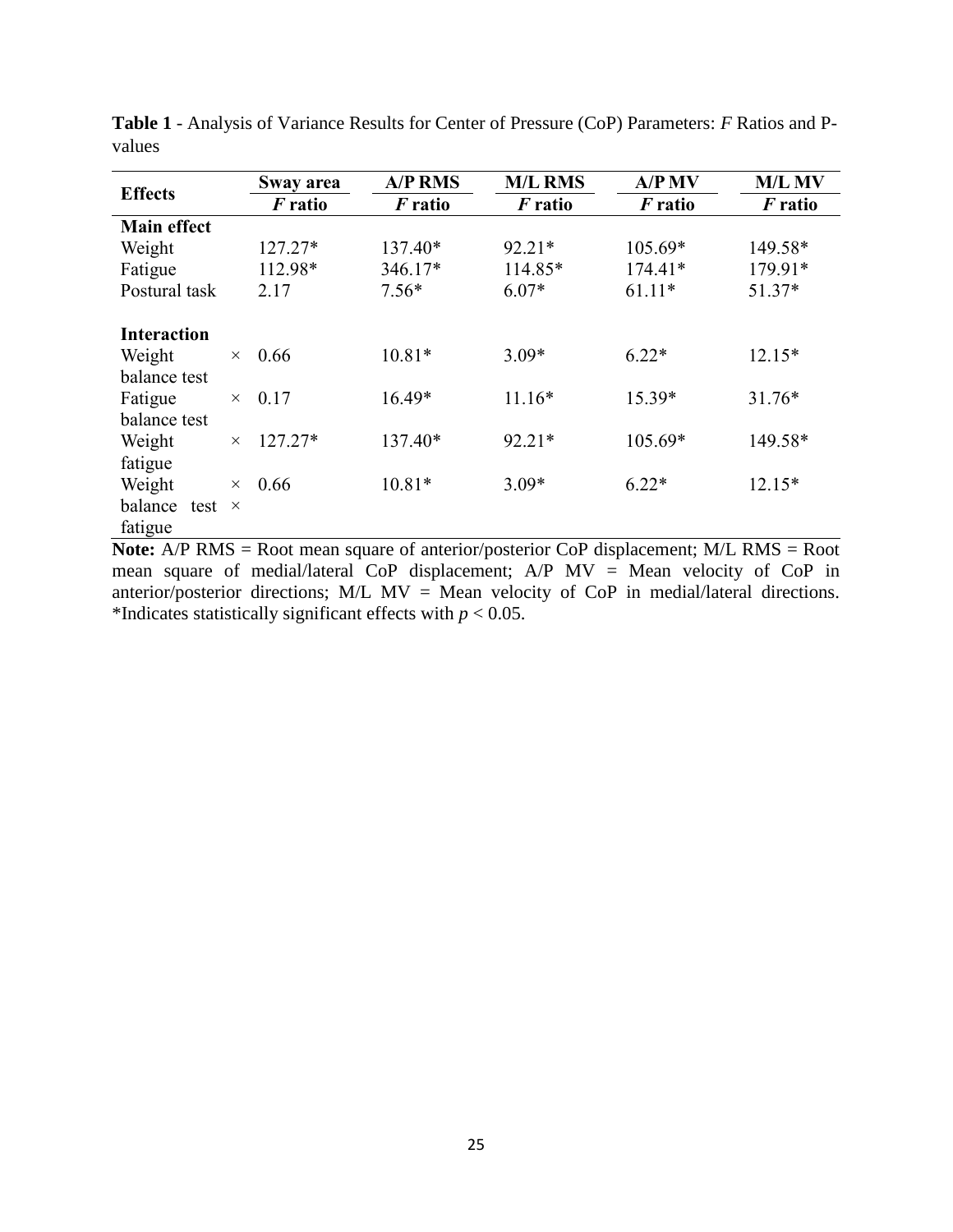**Table 1** - Analysis of Variance Results for Center of Pressure (CoP) Parameters: *F* Ratios and P-values

| Effects | Sway area | A/P RMS | M/L RMS | A/P MV | M/L MV |
|---|---|---|---|---|---|
| | ***F* ratio** | ***F* ratio** | ***F* ratio** | ***F* ratio** | ***F* ratio** |
| **Main effect** | | | | | |
| Weight | 127.27* | 137.40* | 92.21* | 105.69* | 149.58* |
| Fatigue | 112.98* | 346.17* | 114.85* | 174.41* | 179.91* |
| Postural task | 2.17 | 7.56* | 6.07* | 61.11* | 51.37* |
| **Interaction** | | | | | |
| Weight × balance test | 0.66 | 10.81* | 3.09* | 6.22* | 12.15* |
| Fatigue × balance test | 0.17 | 16.49* | 11.16* | 15.39* | 31.76* |
| Weight × fatigue | 127.27* | 137.40* | 92.21* | 105.69* | 149.58* |
| Weight × balance test × fatigue | 0.66 | 10.81* | 3.09* | 6.22* | 12.15* |

**Note:** A/P RMS = Root mean square of anterior/posterior CoP displacement; M/L RMS = Root mean square of medial/lateral CoP displacement; A/P MV = Mean velocity of CoP in anterior/posterior directions; M/L MV = Mean velocity of CoP in medial/lateral directions. *Indicates statistically significant effects with $p < 0.05$.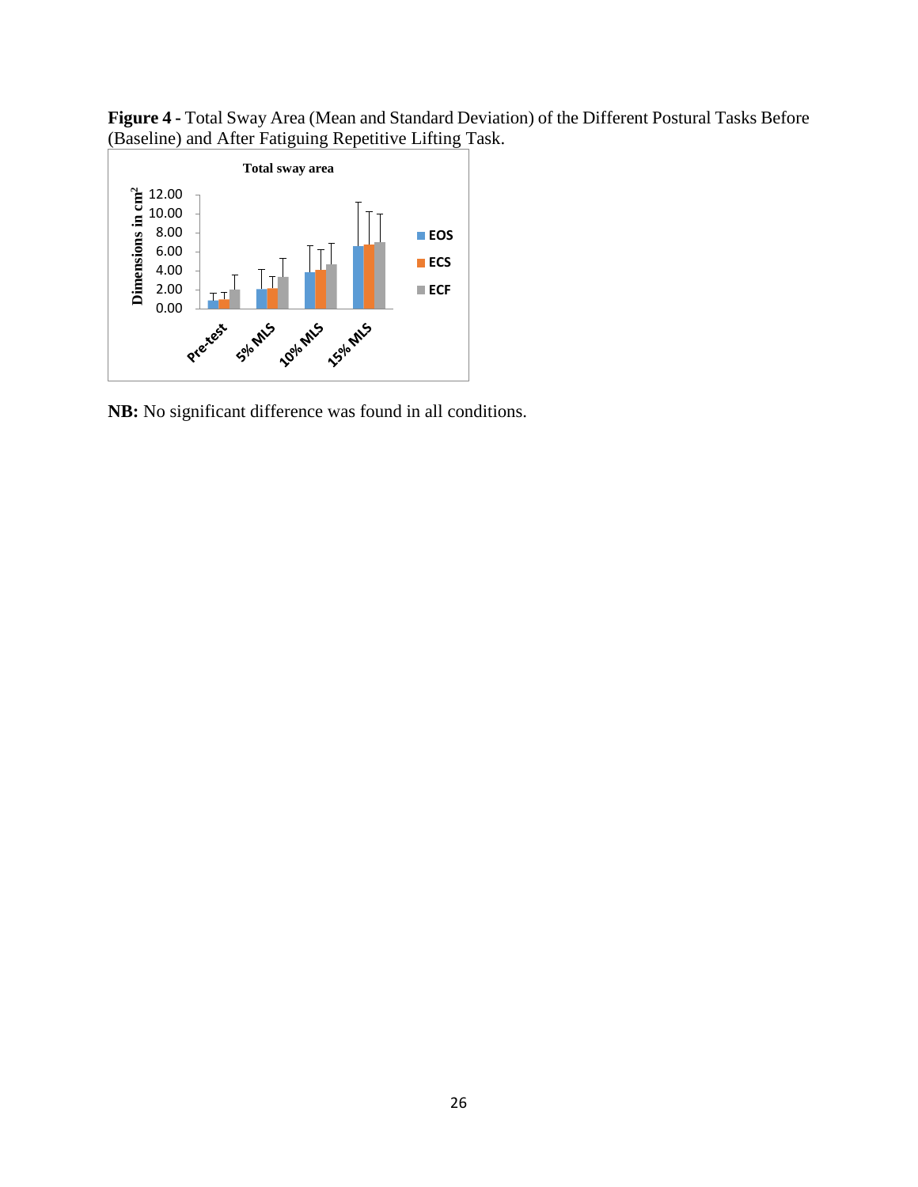**Figure 4 -** Total Sway Area (Mean and Standard Deviation) of the Different Postural Tasks Before (Baseline) and After Fatiguing Repetitive Lifting Task.

**NB:** No significant difference was found in all conditions.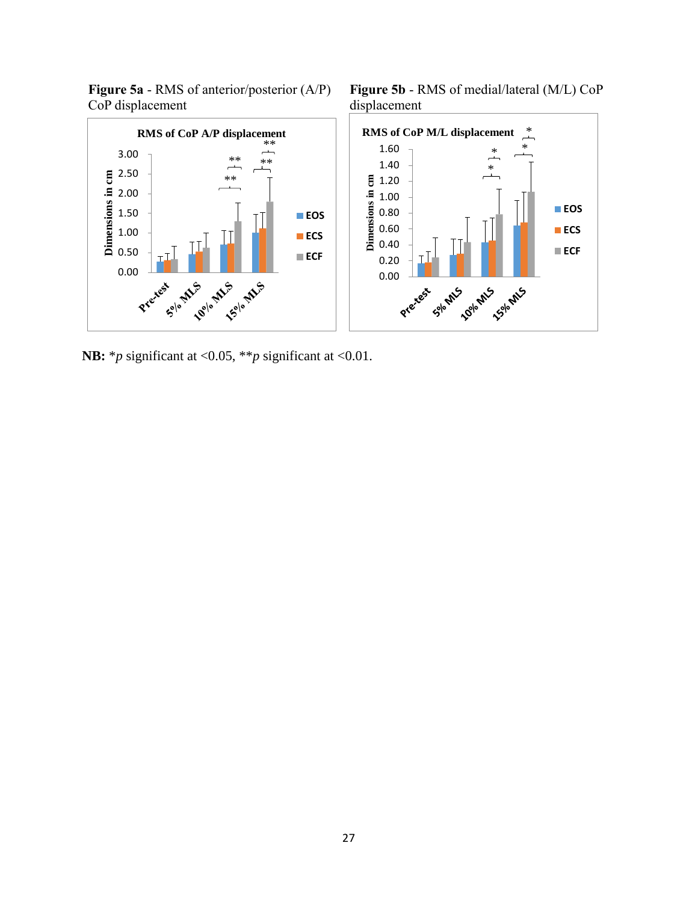**Figure 5a** - RMS of anterior/posterior (A/P) CoP displacement

**Figure 5b** - RMS of medial/lateral (M/L) CoP displacement

**NB:** \*$p$ significant at <0.05, \*\*$p$ significant at <0.01.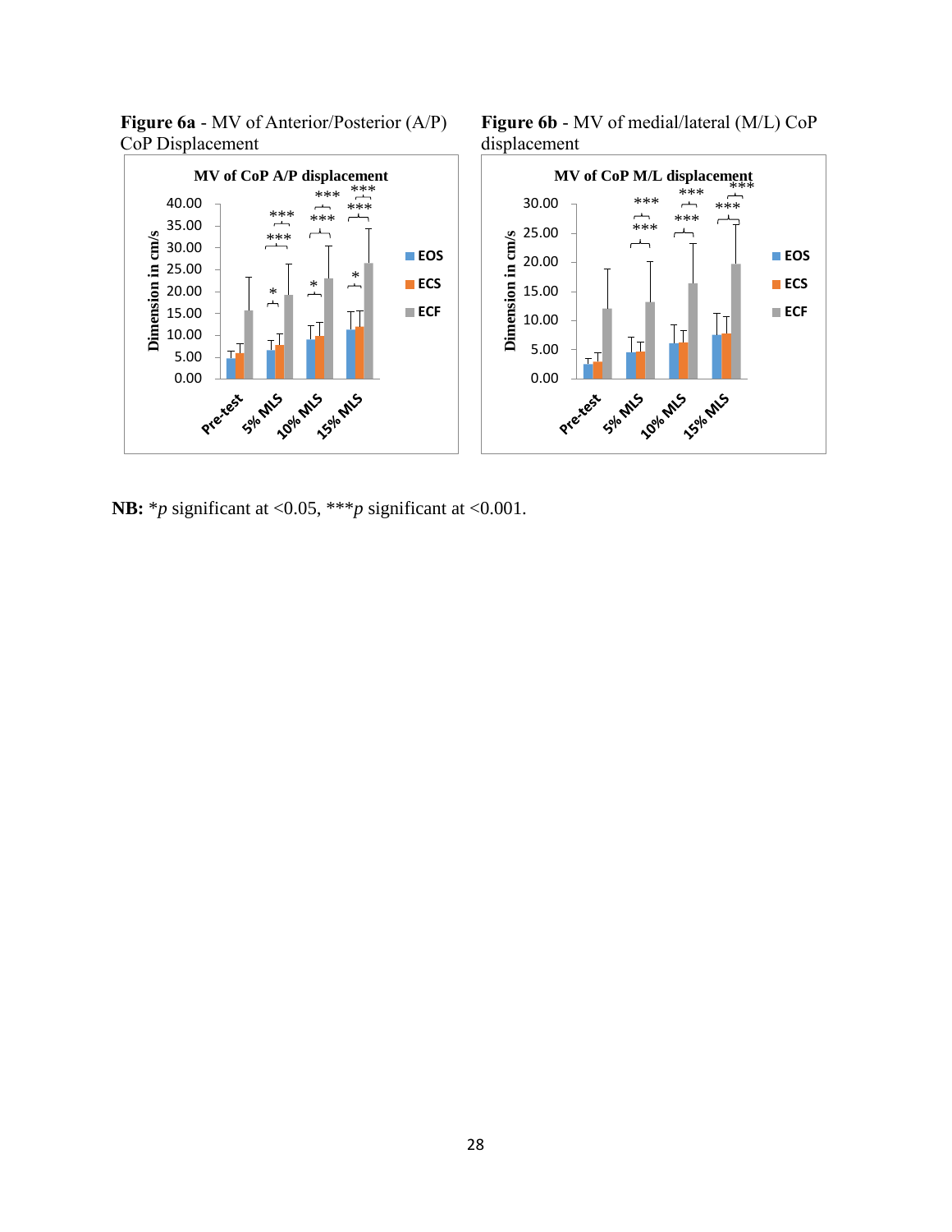**Figure 6a** - MV of Anterior/Posterior (A/P) CoP Displacement

MV of CoP A/P displacement

Dimension in cm/s

40.00
35.00
30.00
25.00
20.00
15.00
10.00
5.00
0.00

Pre-test
5% MLS
10% MLS
15% MLS

EOS
ECS
ECF

*
***
***
*
***
***
*
***
***

**Figure 6b** - MV of medial/lateral (M/L) CoP displacement

MV of CoP M/L displacement

Dimension in cm/s

30.00
25.00
20.00
15.00
10.00
5.00
0.00

Pre-test
5% MLS
10% MLS
15% MLS

EOS
ECS
ECF

***
***
***
***
***
***

**NB:** *$p$ significant at <0.05, ***$p$ significant at <0.001.